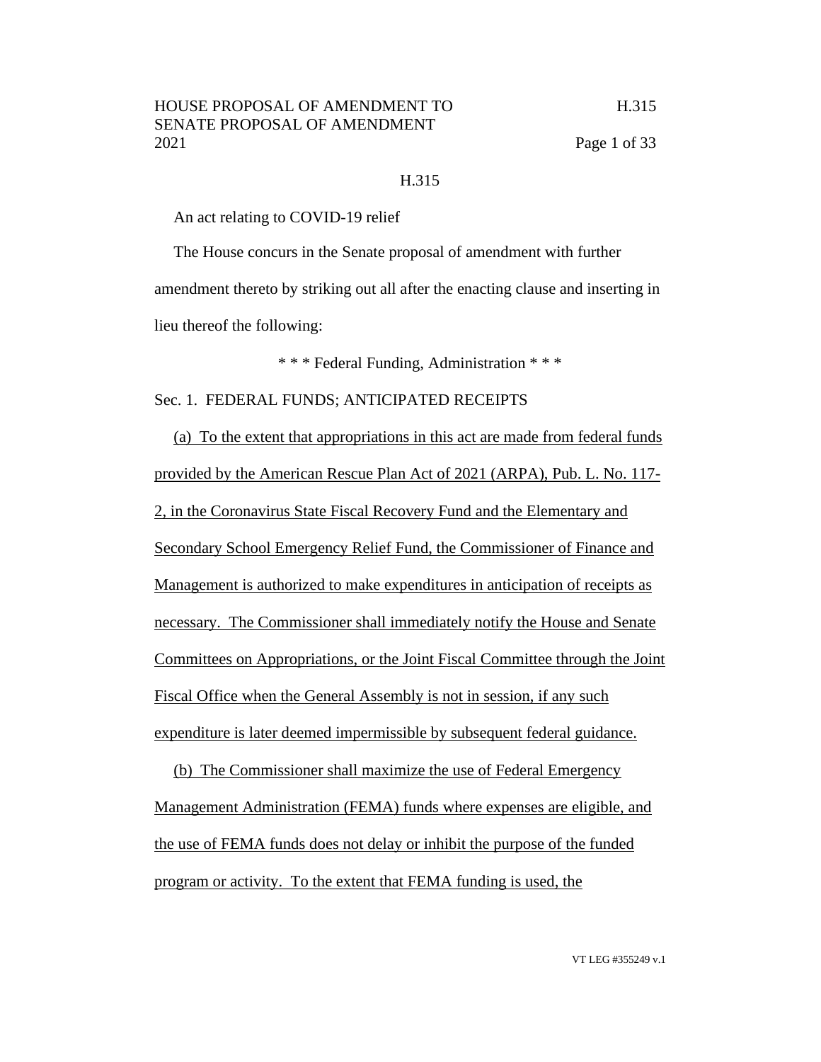H.315

An act relating to COVID-19 relief

The House concurs in the Senate proposal of amendment with further amendment thereto by striking out all after the enacting clause and inserting in lieu thereof the following:

\* \* \* Federal Funding, Administration \* \* \*

Sec. 1. FEDERAL FUNDS; ANTICIPATED RECEIPTS

(a) To the extent that appropriations in this act are made from federal funds provided by the American Rescue Plan Act of 2021 (ARPA), Pub. L. No. 117-2, in the Coronavirus State Fiscal Recovery Fund and the Elementary and Secondary School Emergency Relief Fund, the Commissioner of Finance and Management is authorized to make expenditures in anticipation of receipts as necessary. The Commissioner shall immediately notify the House and Senate Committees on Appropriations, or the Joint Fiscal Committee through the Joint Fiscal Office when the General Assembly is not in session, if any such expenditure is later deemed impermissible by subsequent federal guidance.

(b) The Commissioner shall maximize the use of Federal Emergency Management Administration (FEMA) funds where expenses are eligible, and the use of FEMA funds does not delay or inhibit the purpose of the funded program or activity. To the extent that FEMA funding is used, the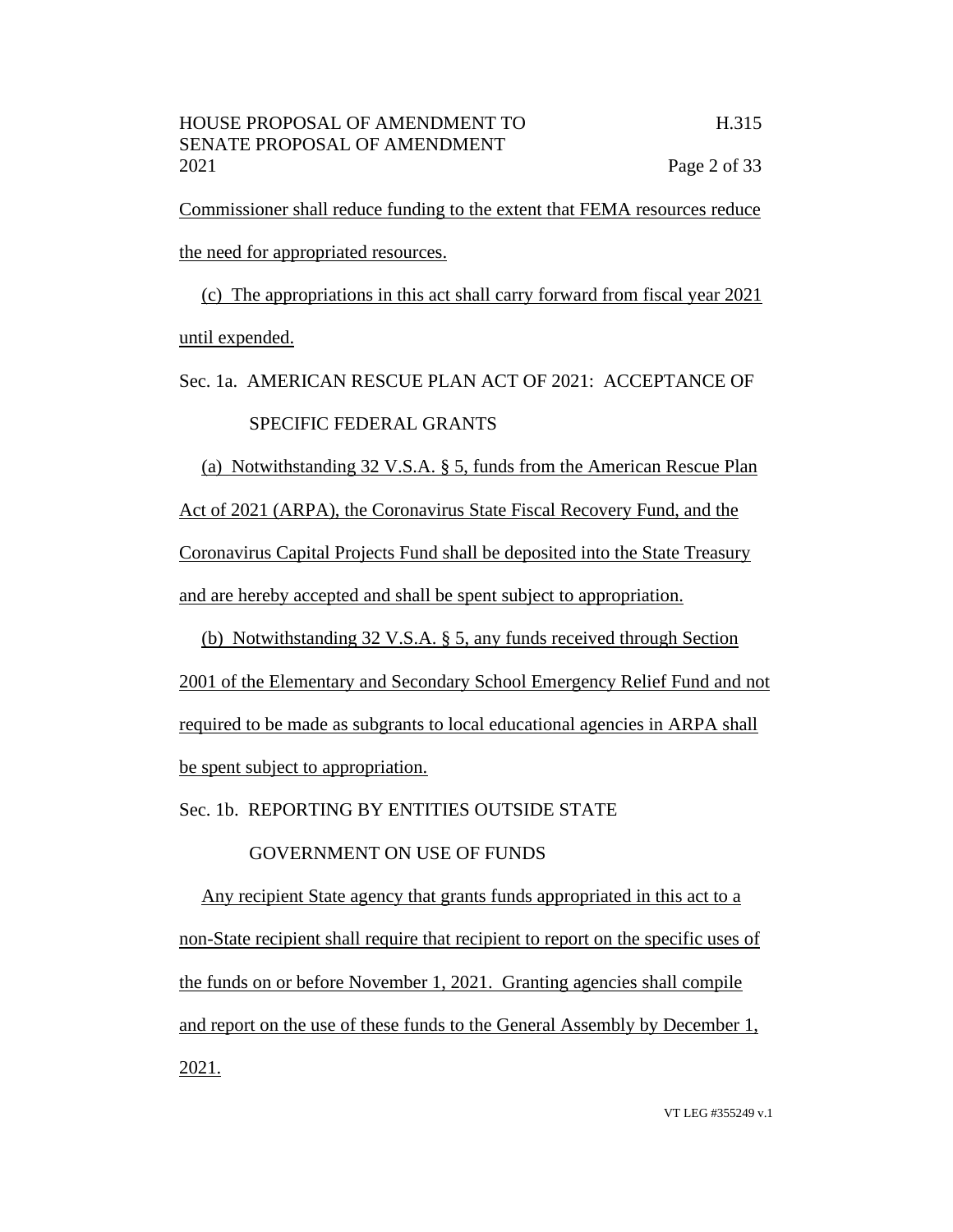Commissioner shall reduce funding to the extent that FEMA resources reduce the need for appropriated resources.

(c) The appropriations in this act shall carry forward from fiscal year 2021 until expended.

Sec. 1a. AMERICAN RESCUE PLAN ACT OF 2021: ACCEPTANCE OF SPECIFIC FEDERAL GRANTS

(a) Notwithstanding 32 V.S.A. § 5, funds from the American Rescue Plan Act of 2021 (ARPA), the Coronavirus State Fiscal Recovery Fund, and the Coronavirus Capital Projects Fund shall be deposited into the State Treasury and are hereby accepted and shall be spent subject to appropriation.

(b) Notwithstanding 32 V.S.A. § 5, any funds received through Section 2001 of the Elementary and Secondary School Emergency Relief Fund and not required to be made as subgrants to local educational agencies in ARPA shall be spent subject to appropriation.

Sec. 1b. REPORTING BY ENTITIES OUTSIDE STATE GOVERNMENT ON USE OF FUNDS

Any recipient State agency that grants funds appropriated in this act to a non-State recipient shall require that recipient to report on the specific uses of the funds on or before November 1, 2021. Granting agencies shall compile and report on the use of these funds to the General Assembly by December 1, 2021.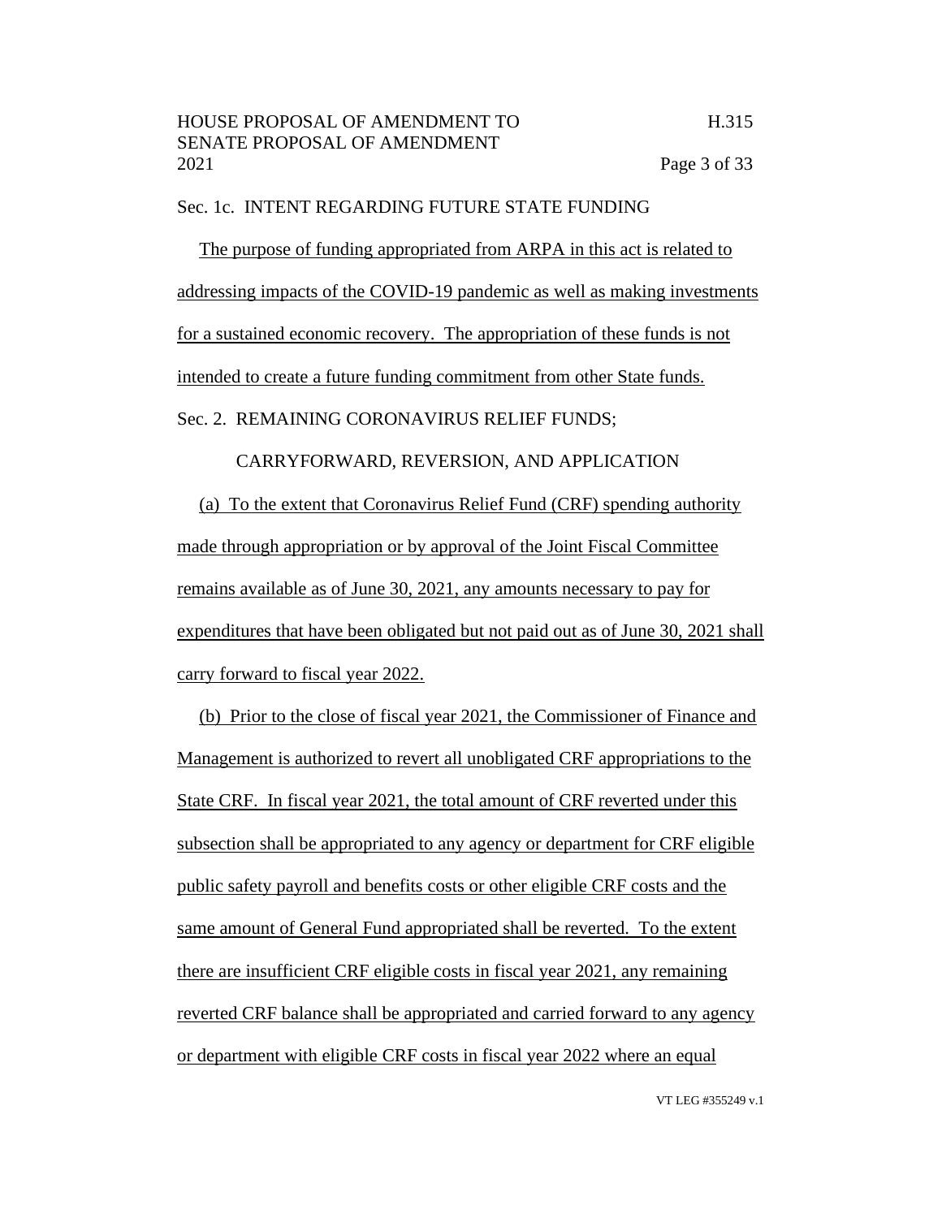Sec. 1c. INTENT REGARDING FUTURE STATE FUNDING

The purpose of funding appropriated from ARPA in this act is related to addressing impacts of the COVID-19 pandemic as well as making investments for a sustained economic recovery. The appropriation of these funds is not intended to create a future funding commitment from other State funds.

Sec. 2. REMAINING CORONAVIRUS RELIEF FUNDS; CARRYFORWARD, REVERSION, AND APPLICATION

(a) To the extent that Coronavirus Relief Fund (CRF) spending authority made through appropriation or by approval of the Joint Fiscal Committee remains available as of June 30, 2021, any amounts necessary to pay for expenditures that have been obligated but not paid out as of June 30, 2021 shall carry forward to fiscal year 2022.

(b) Prior to the close of fiscal year 2021, the Commissioner of Finance and Management is authorized to revert all unobligated CRF appropriations to the State CRF. In fiscal year 2021, the total amount of CRF reverted under this subsection shall be appropriated to any agency or department for CRF eligible public safety payroll and benefits costs or other eligible CRF costs and the same amount of General Fund appropriated shall be reverted. To the extent there are insufficient CRF eligible costs in fiscal year 2021, any remaining reverted CRF balance shall be appropriated and carried forward to any agency or department with eligible CRF costs in fiscal year 2022 where an equal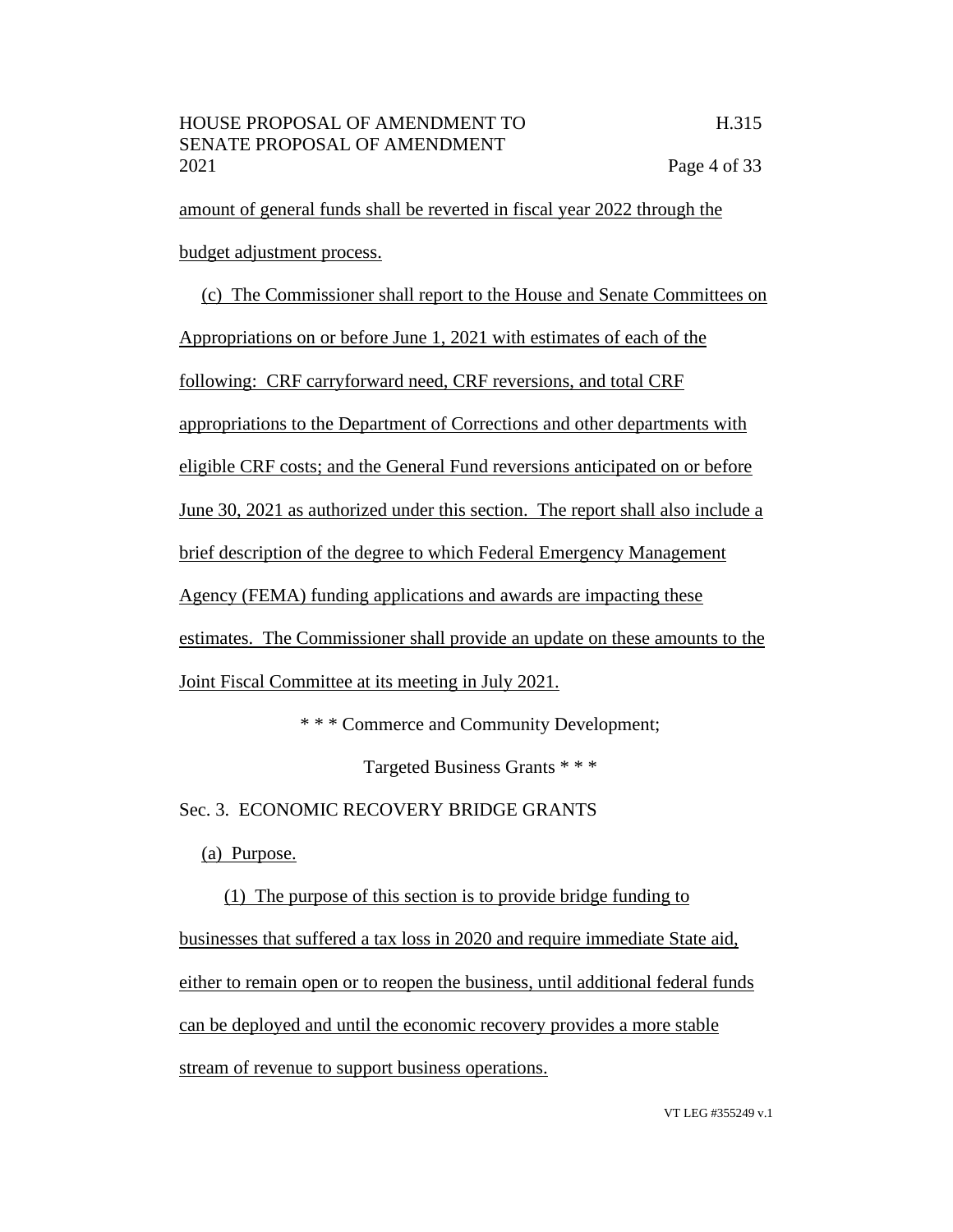amount of general funds shall be reverted in fiscal year 2022 through the budget adjustment process.

(c) The Commissioner shall report to the House and Senate Committees on Appropriations on or before June 1, 2021 with estimates of each of the following: CRF carryforward need, CRF reversions, and total CRF appropriations to the Department of Corrections and other departments with eligible CRF costs; and the General Fund reversions anticipated on or before June 30, 2021 as authorized under this section. The report shall also include a brief description of the degree to which Federal Emergency Management Agency (FEMA) funding applications and awards are impacting these estimates. The Commissioner shall provide an update on these amounts to the Joint Fiscal Committee at its meeting in July 2021.

\* \* \* Commerce and Community Development;

Targeted Business Grants \* \* \*

Sec. 3. ECONOMIC RECOVERY BRIDGE GRANTS

(a) Purpose.

(1) The purpose of this section is to provide bridge funding to businesses that suffered a tax loss in 2020 and require immediate State aid, either to remain open or to reopen the business, until additional federal funds can be deployed and until the economic recovery provides a more stable stream of revenue to support business operations.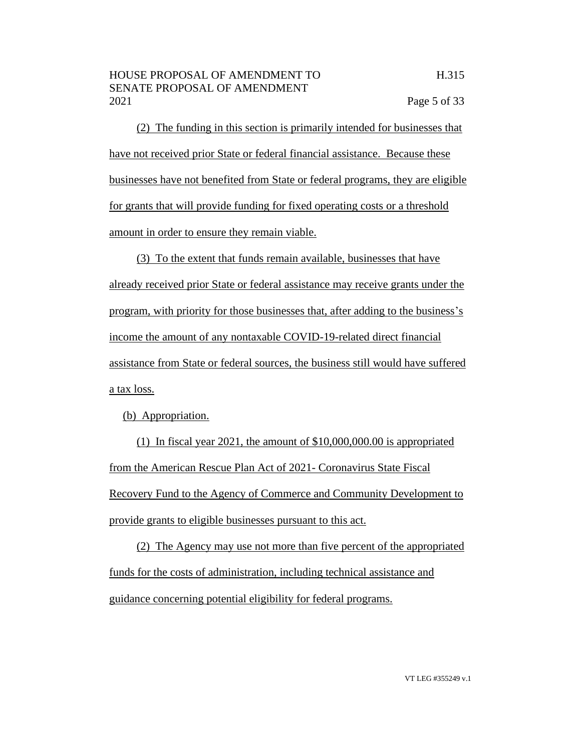(2) The funding in this section is primarily intended for businesses that have not received prior State or federal financial assistance. Because these businesses have not benefited from State or federal programs, they are eligible for grants that will provide funding for fixed operating costs or a threshold amount in order to ensure they remain viable.

(3) To the extent that funds remain available, businesses that have already received prior State or federal assistance may receive grants under the program, with priority for those businesses that, after adding to the business's income the amount of any nontaxable COVID-19-related direct financial assistance from State or federal sources, the business still would have suffered a tax loss.

(b) Appropriation.

(1) In fiscal year 2021, the amount of $10,000,000.00 is appropriated from the American Rescue Plan Act of 2021- Coronavirus State Fiscal Recovery Fund to the Agency of Commerce and Community Development to provide grants to eligible businesses pursuant to this act.

(2) The Agency may use not more than five percent of the appropriated funds for the costs of administration, including technical assistance and guidance concerning potential eligibility for federal programs.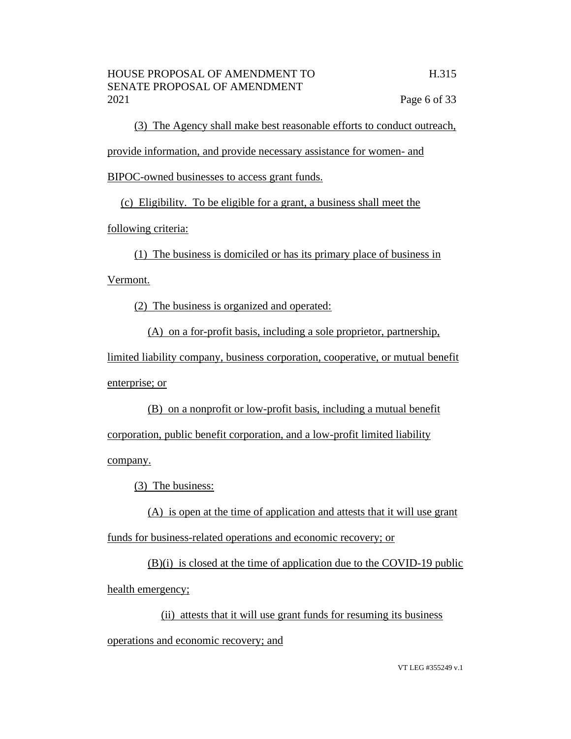(3) The Agency shall make best reasonable efforts to conduct outreach, provide information, and provide necessary assistance for women- and BIPOC-owned businesses to access grant funds.

(c) Eligibility. To be eligible for a grant, a business shall meet the following criteria:

(1) The business is domiciled or has its primary place of business in Vermont.

(2) The business is organized and operated:

(A) on a for-profit basis, including a sole proprietor, partnership, limited liability company, business corporation, cooperative, or mutual benefit enterprise; or

(B) on a nonprofit or low-profit basis, including a mutual benefit corporation, public benefit corporation, and a low-profit limited liability company.

(3) The business:

(A) is open at the time of application and attests that it will use grant funds for business-related operations and economic recovery; or

(B)(i) is closed at the time of application due to the COVID-19 public health emergency;

(ii) attests that it will use grant funds for resuming its business operations and economic recovery; and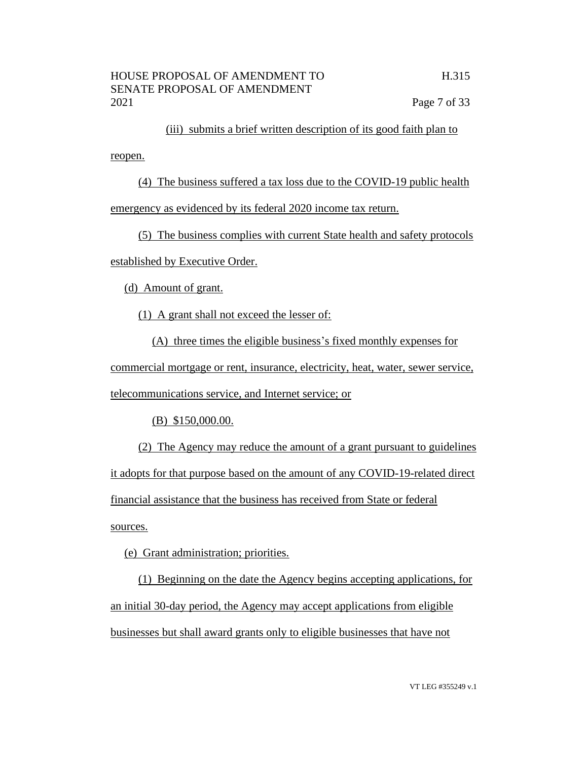(iii) submits a brief written description of its good faith plan to reopen.

(4) The business suffered a tax loss due to the COVID-19 public health emergency as evidenced by its federal 2020 income tax return.

(5) The business complies with current State health and safety protocols established by Executive Order.

(d) Amount of grant.

(1) A grant shall not exceed the lesser of:

(A) three times the eligible business's fixed monthly expenses for commercial mortgage or rent, insurance, electricity, heat, water, sewer service, telecommunications service, and Internet service; or

(B) $150,000.00.

(2) The Agency may reduce the amount of a grant pursuant to guidelines it adopts for that purpose based on the amount of any COVID-19-related direct financial assistance that the business has received from State or federal sources.

(e) Grant administration; priorities.

(1) Beginning on the date the Agency begins accepting applications, for an initial 30-day period, the Agency may accept applications from eligible businesses but shall award grants only to eligible businesses that have not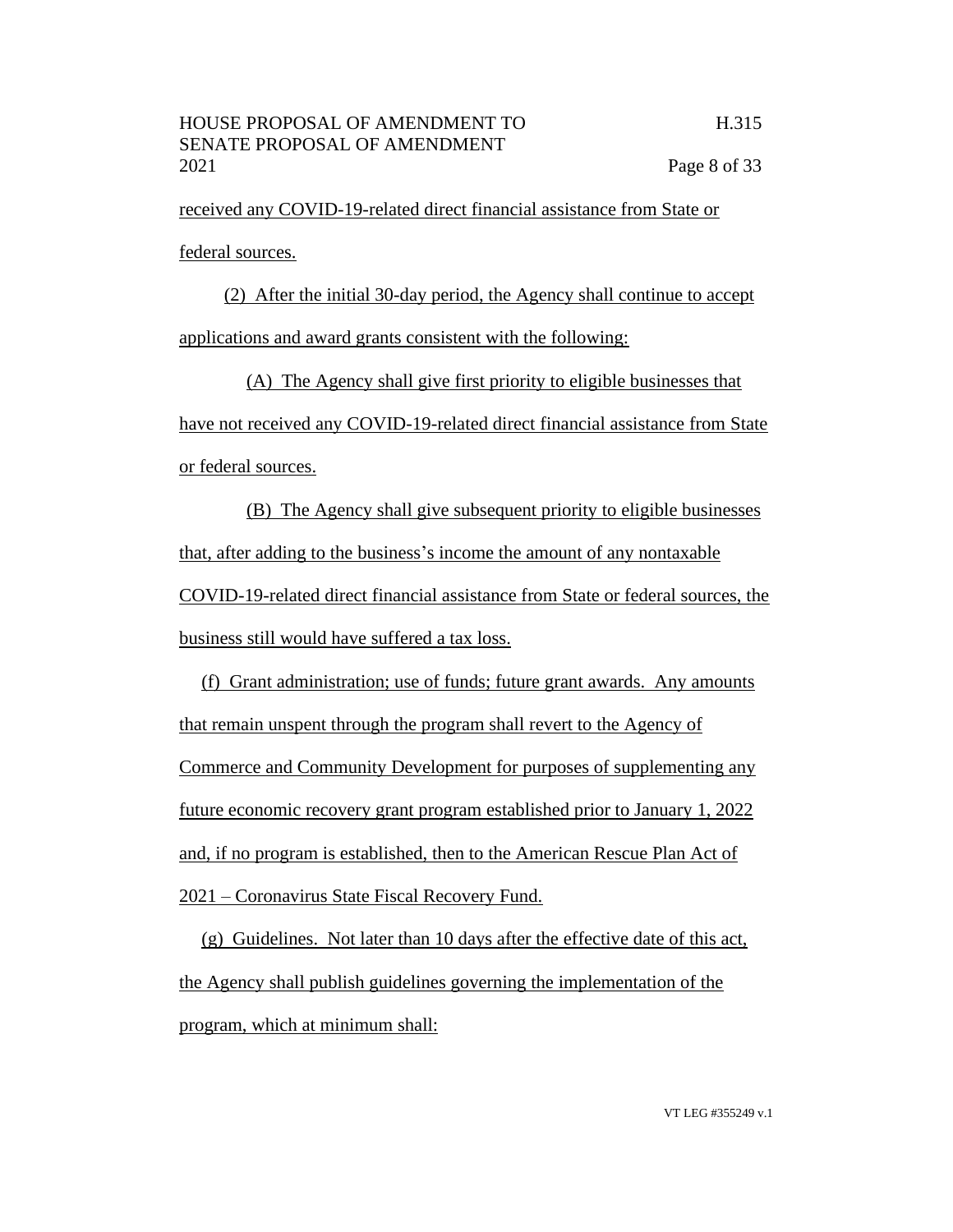received any COVID-19-related direct financial assistance from State or federal sources.

(2) After the initial 30-day period, the Agency shall continue to accept applications and award grants consistent with the following:

(A) The Agency shall give first priority to eligible businesses that have not received any COVID-19-related direct financial assistance from State or federal sources.

(B) The Agency shall give subsequent priority to eligible businesses that, after adding to the business's income the amount of any nontaxable COVID-19-related direct financial assistance from State or federal sources, the business still would have suffered a tax loss.

(f) Grant administration; use of funds; future grant awards. Any amounts that remain unspent through the program shall revert to the Agency of Commerce and Community Development for purposes of supplementing any future economic recovery grant program established prior to January 1, 2022 and, if no program is established, then to the American Rescue Plan Act of 2021 – Coronavirus State Fiscal Recovery Fund.

(g) Guidelines. Not later than 10 days after the effective date of this act, the Agency shall publish guidelines governing the implementation of the program, which at minimum shall: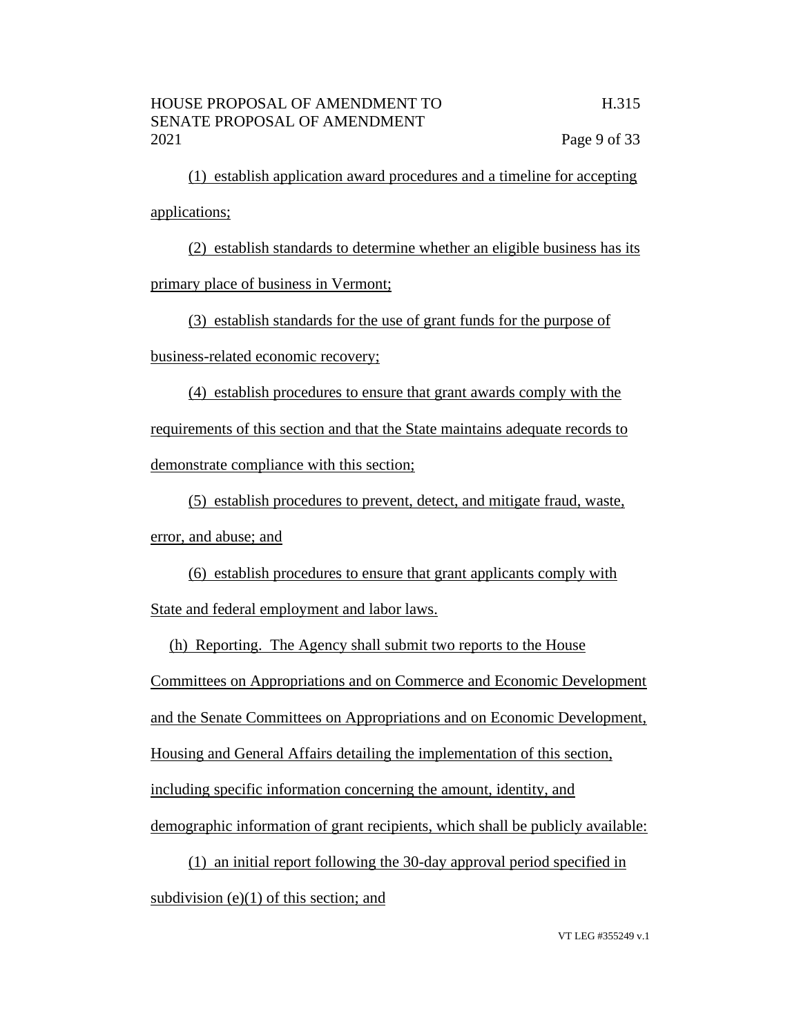(1) establish application award procedures and a timeline for accepting applications;

(2) establish standards to determine whether an eligible business has its primary place of business in Vermont;

(3) establish standards for the use of grant funds for the purpose of business-related economic recovery;

(4) establish procedures to ensure that grant awards comply with the requirements of this section and that the State maintains adequate records to demonstrate compliance with this section;

(5) establish procedures to prevent, detect, and mitigate fraud, waste, error, and abuse; and

(6) establish procedures to ensure that grant applicants comply with State and federal employment and labor laws.

(h) Reporting. The Agency shall submit two reports to the House Committees on Appropriations and on Commerce and Economic Development and the Senate Committees on Appropriations and on Economic Development, Housing and General Affairs detailing the implementation of this section, including specific information concerning the amount, identity, and demographic information of grant recipients, which shall be publicly available:

(1) an initial report following the 30-day approval period specified in subdivision (e)(1) of this section; and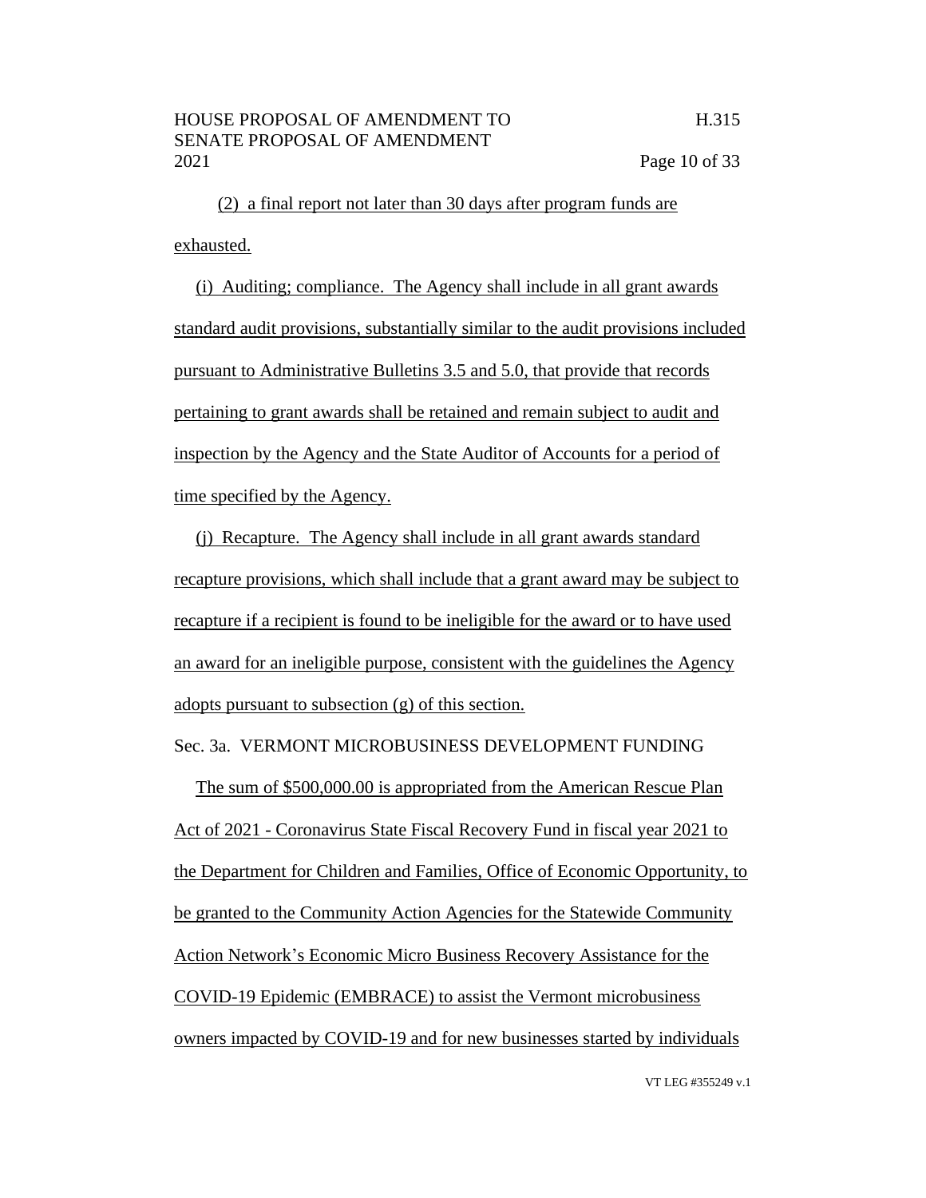(2) a final report not later than 30 days after program funds are exhausted.

(i) Auditing; compliance. The Agency shall include in all grant awards standard audit provisions, substantially similar to the audit provisions included pursuant to Administrative Bulletins 3.5 and 5.0, that provide that records pertaining to grant awards shall be retained and remain subject to audit and inspection by the Agency and the State Auditor of Accounts for a period of time specified by the Agency.

(j) Recapture. The Agency shall include in all grant awards standard recapture provisions, which shall include that a grant award may be subject to recapture if a recipient is found to be ineligible for the award or to have used an award for an ineligible purpose, consistent with the guidelines the Agency adopts pursuant to subsection (g) of this section.

Sec. 3a. VERMONT MICROBUSINESS DEVELOPMENT FUNDING

The sum of $500,000.00 is appropriated from the American Rescue Plan Act of 2021 - Coronavirus State Fiscal Recovery Fund in fiscal year 2021 to the Department for Children and Families, Office of Economic Opportunity, to be granted to the Community Action Agencies for the Statewide Community Action Network's Economic Micro Business Recovery Assistance for the COVID-19 Epidemic (EMBRACE) to assist the Vermont microbusiness owners impacted by COVID-19 and for new businesses started by individuals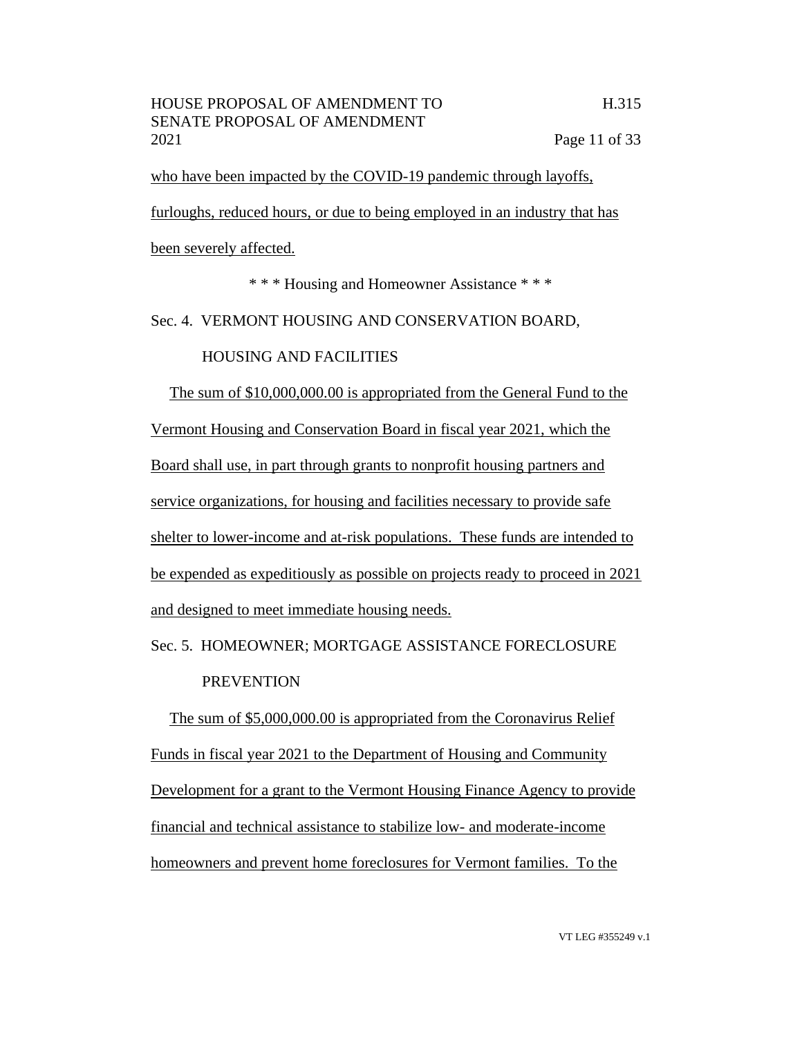who have been impacted by the COVID-19 pandemic through layoffs, furloughs, reduced hours, or due to being employed in an industry that has been severely affected.

\* \* \* Housing and Homeowner Assistance \* \* \*

Sec. 4. VERMONT HOUSING AND CONSERVATION BOARD, HOUSING AND FACILITIES

The sum of $10,000,000.00 is appropriated from the General Fund to the Vermont Housing and Conservation Board in fiscal year 2021, which the Board shall use, in part through grants to nonprofit housing partners and service organizations, for housing and facilities necessary to provide safe shelter to lower-income and at-risk populations. These funds are intended to be expended as expeditiously as possible on projects ready to proceed in 2021 and designed to meet immediate housing needs.

Sec. 5. HOMEOWNER; MORTGAGE ASSISTANCE FORECLOSURE PREVENTION

The sum of $5,000,000.00 is appropriated from the Coronavirus Relief Funds in fiscal year 2021 to the Department of Housing and Community Development for a grant to the Vermont Housing Finance Agency to provide financial and technical assistance to stabilize low- and moderate-income homeowners and prevent home foreclosures for Vermont families. To the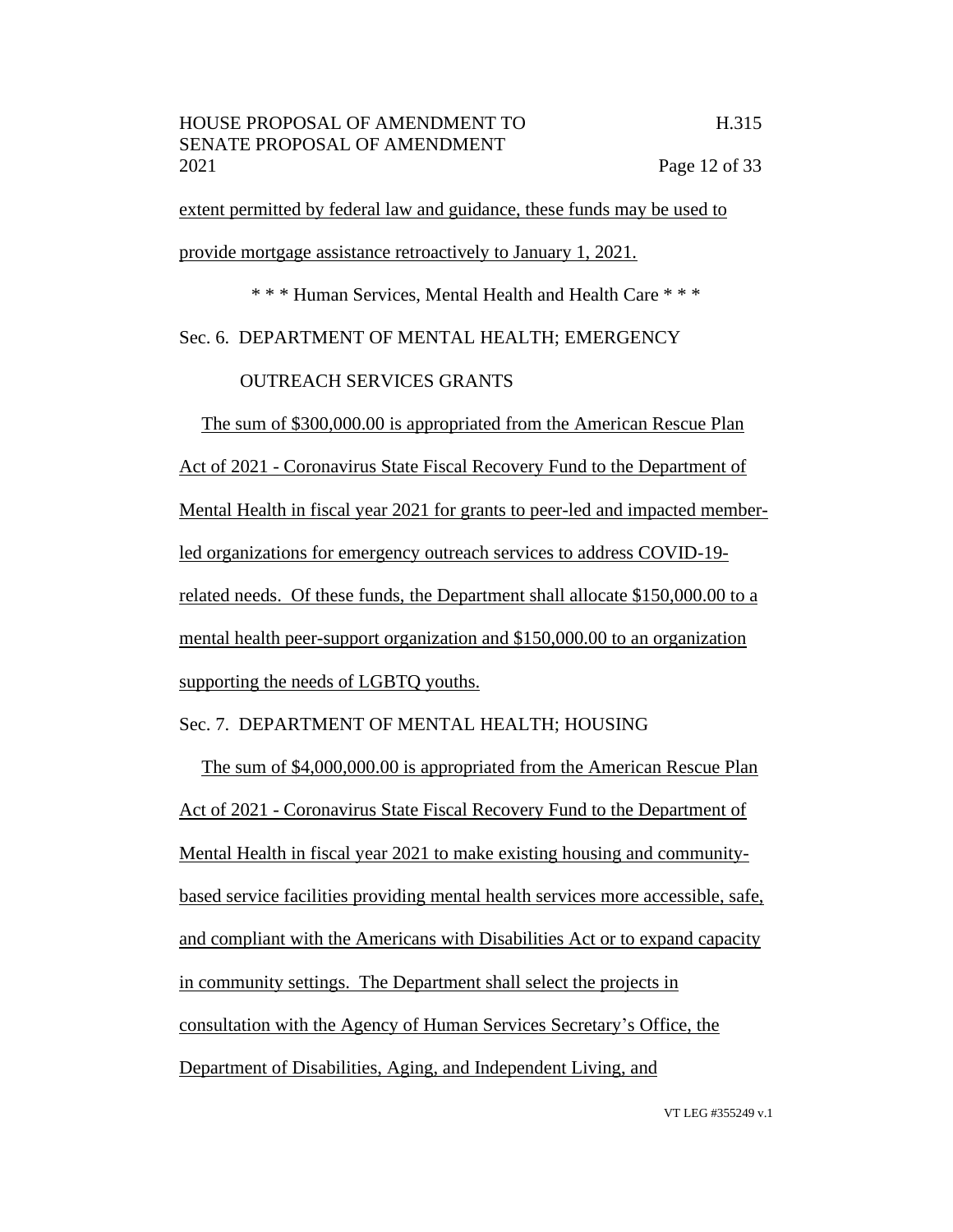extent permitted by federal law and guidance, these funds may be used to provide mortgage assistance retroactively to January 1, 2021.

\* \* \* Human Services, Mental Health and Health Care \* \* \*

Sec. 6. DEPARTMENT OF MENTAL HEALTH; EMERGENCY OUTREACH SERVICES GRANTS

The sum of $300,000.00 is appropriated from the American Rescue Plan Act of 2021 - Coronavirus State Fiscal Recovery Fund to the Department of Mental Health in fiscal year 2021 for grants to peer-led and impacted member-led organizations for emergency outreach services to address COVID-19-related needs. Of these funds, the Department shall allocate $150,000.00 to a mental health peer-support organization and $150,000.00 to an organization supporting the needs of LGBTQ youths.

Sec. 7. DEPARTMENT OF MENTAL HEALTH; HOUSING

The sum of $4,000,000.00 is appropriated from the American Rescue Plan Act of 2021 - Coronavirus State Fiscal Recovery Fund to the Department of Mental Health in fiscal year 2021 to make existing housing and community-based service facilities providing mental health services more accessible, safe, and compliant with the Americans with Disabilities Act or to expand capacity in community settings. The Department shall select the projects in consultation with the Agency of Human Services Secretary's Office, the Department of Disabilities, Aging, and Independent Living, and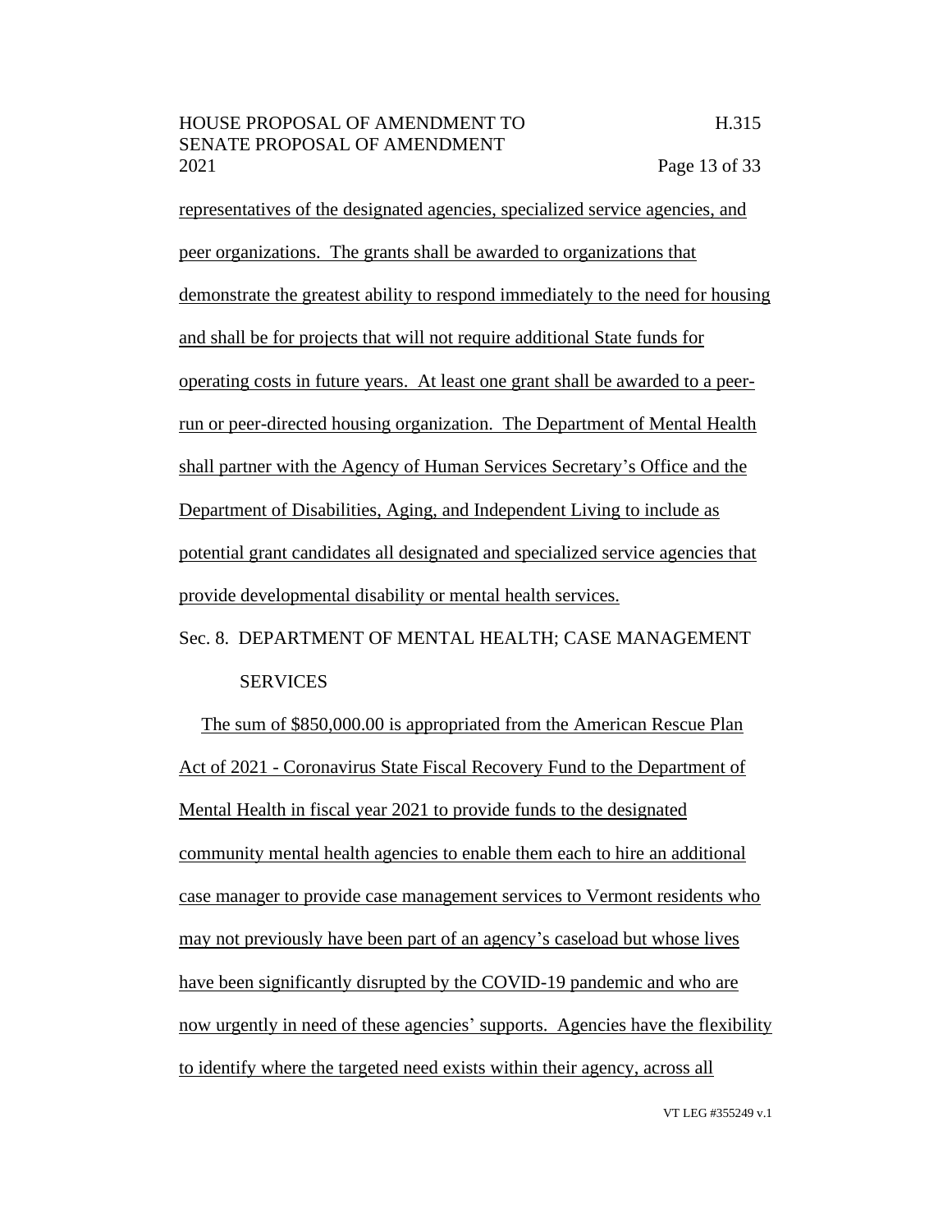representatives of the designated agencies, specialized service agencies, and peer organizations. The grants shall be awarded to organizations that demonstrate the greatest ability to respond immediately to the need for housing and shall be for projects that will not require additional State funds for operating costs in future years. At least one grant shall be awarded to a peer-run or peer-directed housing organization. The Department of Mental Health shall partner with the Agency of Human Services Secretary's Office and the Department of Disabilities, Aging, and Independent Living to include as potential grant candidates all designated and specialized service agencies that provide developmental disability or mental health services.

Sec. 8. DEPARTMENT OF MENTAL HEALTH; CASE MANAGEMENT SERVICES

The sum of $850,000.00 is appropriated from the American Rescue Plan Act of 2021 - Coronavirus State Fiscal Recovery Fund to the Department of Mental Health in fiscal year 2021 to provide funds to the designated community mental health agencies to enable them each to hire an additional case manager to provide case management services to Vermont residents who may not previously have been part of an agency's caseload but whose lives have been significantly disrupted by the COVID-19 pandemic and who are now urgently in need of these agencies' supports. Agencies have the flexibility to identify where the targeted need exists within their agency, across all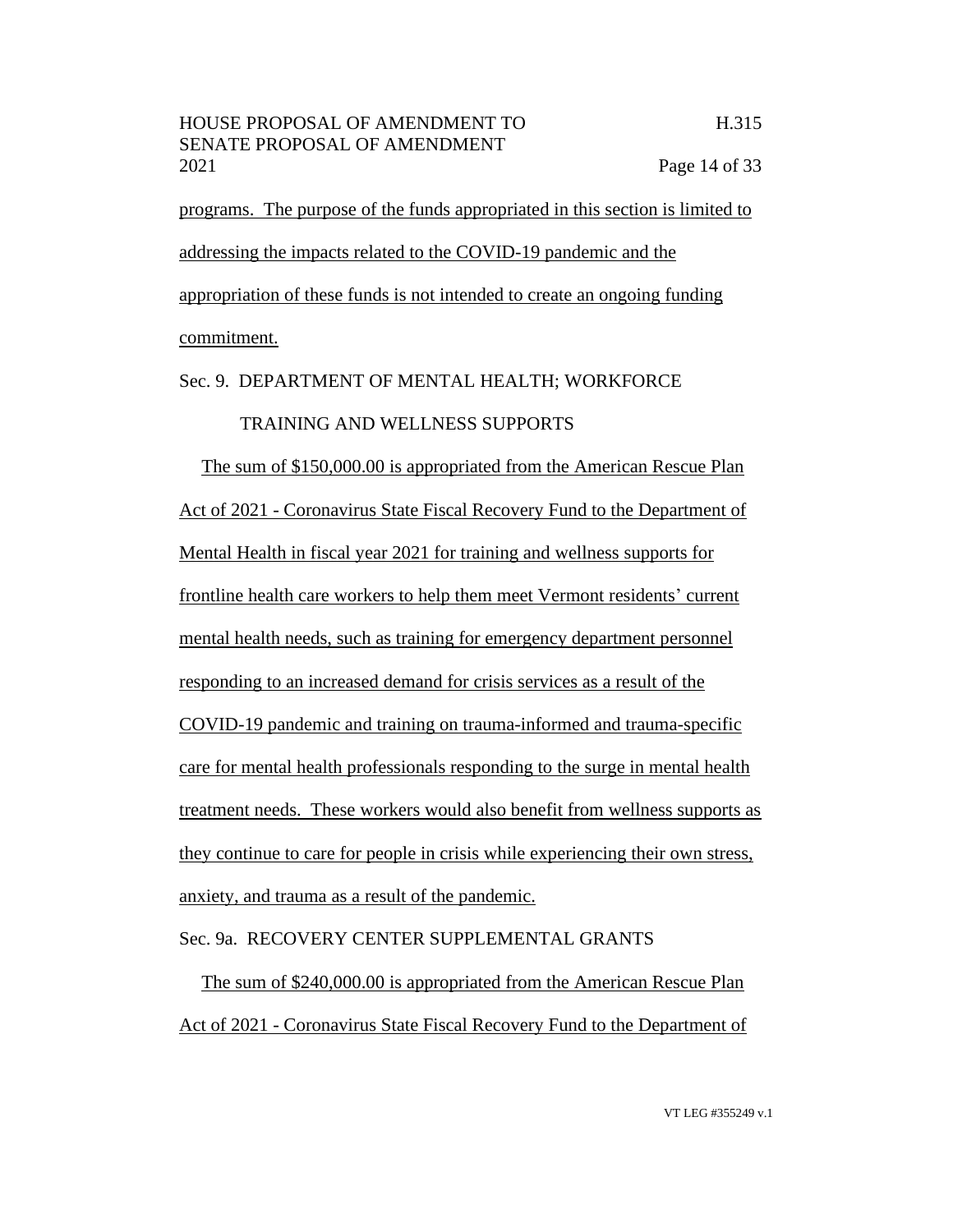programs. The purpose of the funds appropriated in this section is limited to addressing the impacts related to the COVID-19 pandemic and the appropriation of these funds is not intended to create an ongoing funding commitment.

Sec. 9. DEPARTMENT OF MENTAL HEALTH; WORKFORCE TRAINING AND WELLNESS SUPPORTS

The sum of $150,000.00 is appropriated from the American Rescue Plan Act of 2021 - Coronavirus State Fiscal Recovery Fund to the Department of Mental Health in fiscal year 2021 for training and wellness supports for frontline health care workers to help them meet Vermont residents' current mental health needs, such as training for emergency department personnel responding to an increased demand for crisis services as a result of the COVID-19 pandemic and training on trauma-informed and trauma-specific care for mental health professionals responding to the surge in mental health treatment needs. These workers would also benefit from wellness supports as they continue to care for people in crisis while experiencing their own stress, anxiety, and trauma as a result of the pandemic.

Sec. 9a. RECOVERY CENTER SUPPLEMENTAL GRANTS

The sum of $240,000.00 is appropriated from the American Rescue Plan Act of 2021 - Coronavirus State Fiscal Recovery Fund to the Department of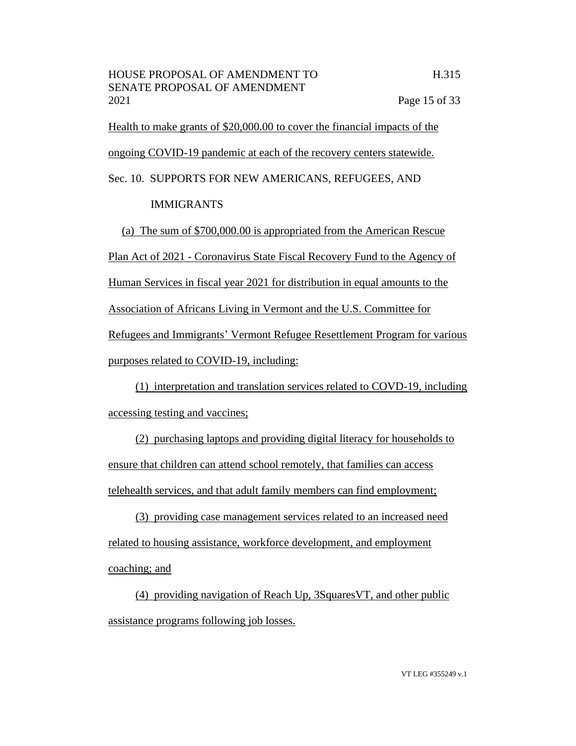Health to make grants of $20,000.00 to cover the financial impacts of the ongoing COVID-19 pandemic at each of the recovery centers statewide.

Sec. 10. SUPPORTS FOR NEW AMERICANS, REFUGEES, AND IMMIGRANTS

(a) The sum of $700,000.00 is appropriated from the American Rescue Plan Act of 2021 - Coronavirus State Fiscal Recovery Fund to the Agency of Human Services in fiscal year 2021 for distribution in equal amounts to the Association of Africans Living in Vermont and the U.S. Committee for Refugees and Immigrants' Vermont Refugee Resettlement Program for various purposes related to COVID-19, including:

(1) interpretation and translation services related to COVD-19, including accessing testing and vaccines;

(2) purchasing laptops and providing digital literacy for households to ensure that children can attend school remotely, that families can access telehealth services, and that adult family members can find employment;

(3) providing case management services related to an increased need related to housing assistance, workforce development, and employment coaching; and

(4) providing navigation of Reach Up, 3SquaresVT, and other public assistance programs following job losses.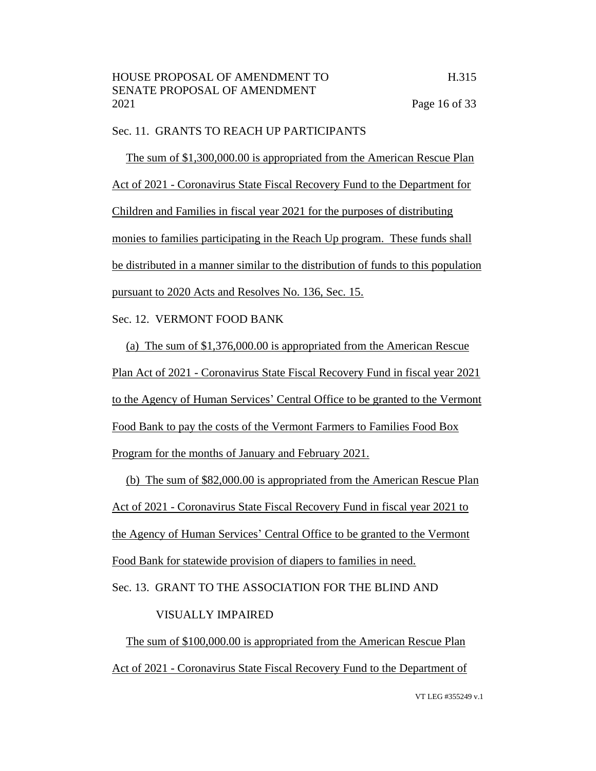Sec. 11. GRANTS TO REACH UP PARTICIPANTS

The sum of $1,300,000.00 is appropriated from the American Rescue Plan Act of 2021 - Coronavirus State Fiscal Recovery Fund to the Department for Children and Families in fiscal year 2021 for the purposes of distributing monies to families participating in the Reach Up program. These funds shall be distributed in a manner similar to the distribution of funds to this population pursuant to 2020 Acts and Resolves No. 136, Sec. 15.

Sec. 12. VERMONT FOOD BANK

(a) The sum of $1,376,000.00 is appropriated from the American Rescue Plan Act of 2021 - Coronavirus State Fiscal Recovery Fund in fiscal year 2021 to the Agency of Human Services' Central Office to be granted to the Vermont Food Bank to pay the costs of the Vermont Farmers to Families Food Box Program for the months of January and February 2021.

(b) The sum of $82,000.00 is appropriated from the American Rescue Plan Act of 2021 - Coronavirus State Fiscal Recovery Fund in fiscal year 2021 to the Agency of Human Services' Central Office to be granted to the Vermont Food Bank for statewide provision of diapers to families in need.

Sec. 13. GRANT TO THE ASSOCIATION FOR THE BLIND AND VISUALLY IMPAIRED

The sum of $100,000.00 is appropriated from the American Rescue Plan Act of 2021 - Coronavirus State Fiscal Recovery Fund to the Department of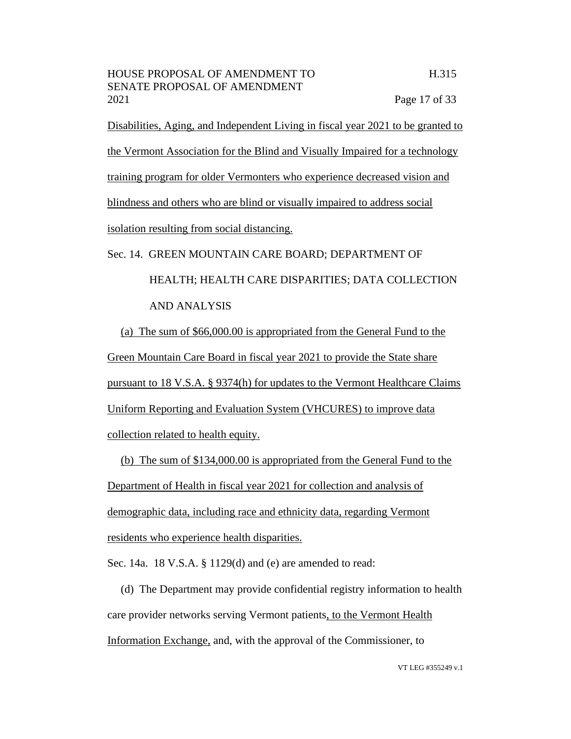Disabilities, Aging, and Independent Living in fiscal year 2021 to be granted to the Vermont Association for the Blind and Visually Impaired for a technology training program for older Vermonters who experience decreased vision and blindness and others who are blind or visually impaired to address social isolation resulting from social distancing.

Sec. 14. GREEN MOUNTAIN CARE BOARD; DEPARTMENT OF HEALTH; HEALTH CARE DISPARITIES; DATA COLLECTION AND ANALYSIS

(a) The sum of $66,000.00 is appropriated from the General Fund to the Green Mountain Care Board in fiscal year 2021 to provide the State share pursuant to 18 V.S.A. § 9374(h) for updates to the Vermont Healthcare Claims Uniform Reporting and Evaluation System (VHCURES) to improve data collection related to health equity.

(b) The sum of $134,000.00 is appropriated from the General Fund to the Department of Health in fiscal year 2021 for collection and analysis of demographic data, including race and ethnicity data, regarding Vermont residents who experience health disparities.

Sec. 14a. 18 V.S.A. § 1129(d) and (e) are amended to read:

(d) The Department may provide confidential registry information to health care provider networks serving Vermont patients, to the Vermont Health Information Exchange, and, with the approval of the Commissioner, to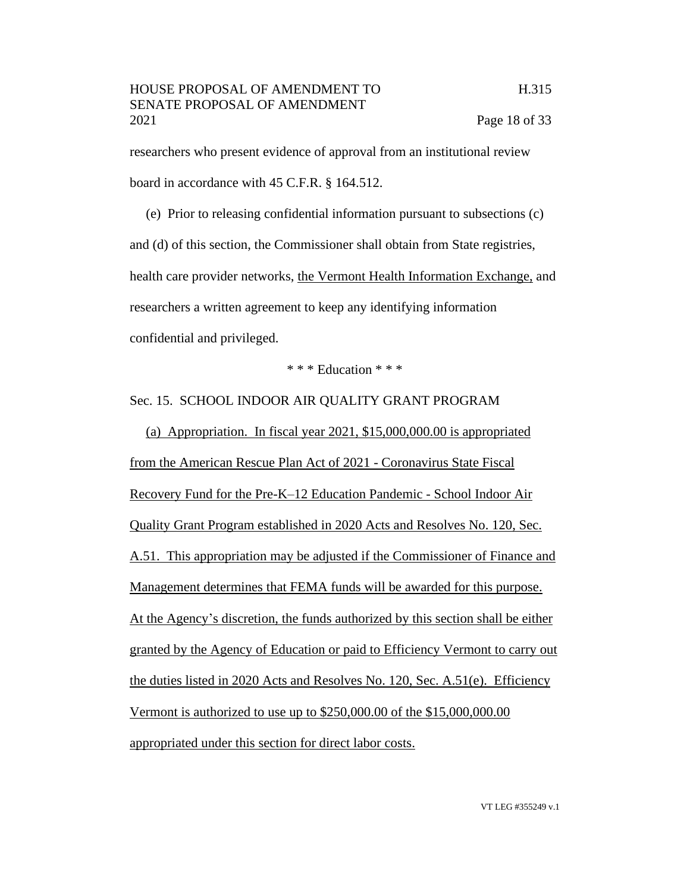researchers who present evidence of approval from an institutional review board in accordance with 45 C.F.R. § 164.512.

(e) Prior to releasing confidential information pursuant to subsections (c) and (d) of this section, the Commissioner shall obtain from State registries, health care provider networks, <u>the Vermont Health Information Exchange,</u> and researchers a written agreement to keep any identifying information confidential and privileged.

\* \* \* Education \* \* \*

Sec. 15. SCHOOL INDOOR AIR QUALITY GRANT PROGRAM

<u>(a) Appropriation. In fiscal year 2021, $15,000,000.00 is appropriated from the American Rescue Plan Act of 2021 - Coronavirus State Fiscal Recovery Fund for the Pre-K–12 Education Pandemic - School Indoor Air Quality Grant Program established in 2020 Acts and Resolves No. 120, Sec. A.51. This appropriation may be adjusted if the Commissioner of Finance and Management determines that FEMA funds will be awarded for this purpose. At the Agency's discretion, the funds authorized by this section shall be either granted by the Agency of Education or paid to Efficiency Vermont to carry out the duties listed in 2020 Acts and Resolves No. 120, Sec. A.51(e). Efficiency Vermont is authorized to use up to $250,000.00 of the $15,000,000.00 appropriated under this section for direct labor costs.</u>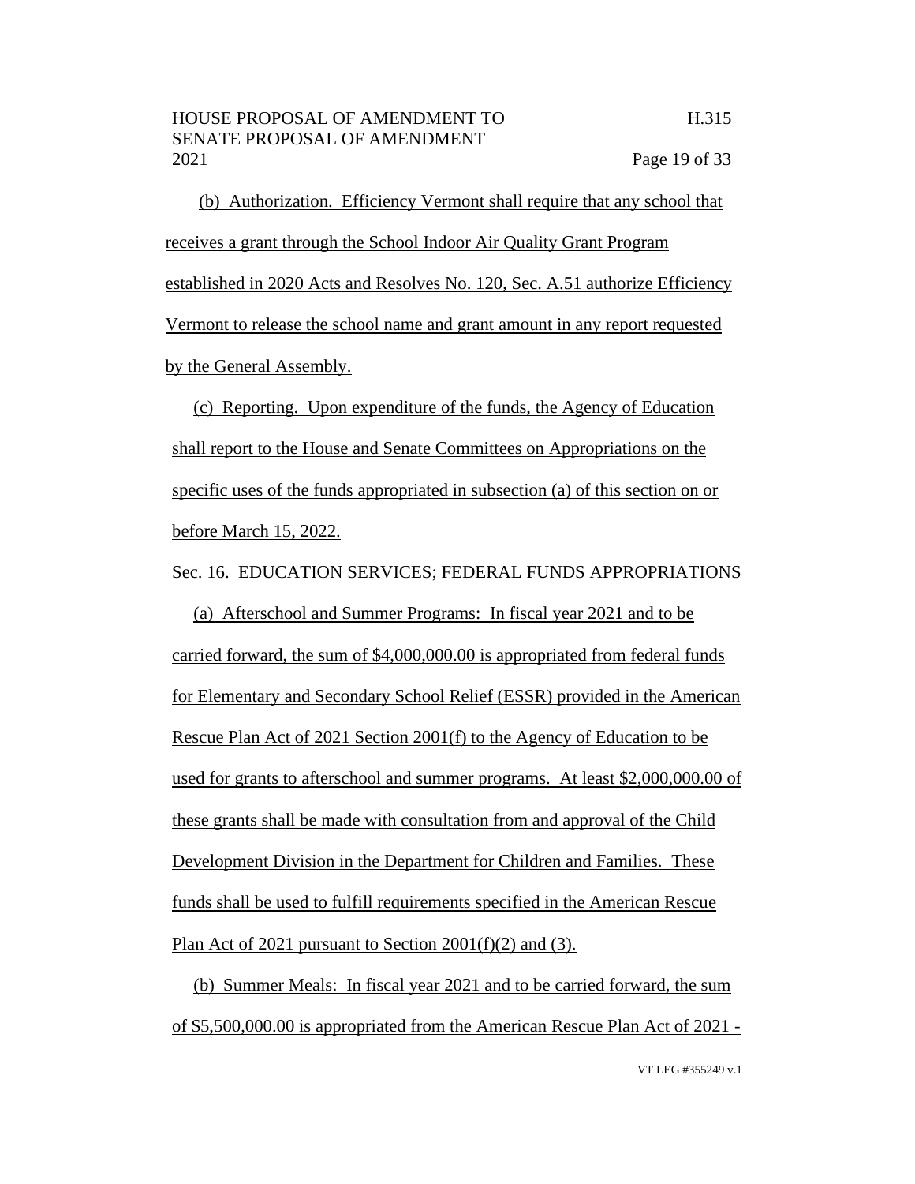(b) Authorization. Efficiency Vermont shall require that any school that receives a grant through the School Indoor Air Quality Grant Program established in 2020 Acts and Resolves No. 120, Sec. A.51 authorize Efficiency Vermont to release the school name and grant amount in any report requested by the General Assembly.

(c) Reporting. Upon expenditure of the funds, the Agency of Education shall report to the House and Senate Committees on Appropriations on the specific uses of the funds appropriated in subsection (a) of this section on or before March 15, 2022.

Sec. 16. EDUCATION SERVICES; FEDERAL FUNDS APPROPRIATIONS

(a) Afterschool and Summer Programs: In fiscal year 2021 and to be carried forward, the sum of $4,000,000.00 is appropriated from federal funds for Elementary and Secondary School Relief (ESSR) provided in the American Rescue Plan Act of 2021 Section 2001(f) to the Agency of Education to be used for grants to afterschool and summer programs. At least $2,000,000.00 of these grants shall be made with consultation from and approval of the Child Development Division in the Department for Children and Families. These funds shall be used to fulfill requirements specified in the American Rescue Plan Act of 2021 pursuant to Section 2001(f)(2) and (3).

(b) Summer Meals: In fiscal year 2021 and to be carried forward, the sum of $5,500,000.00 is appropriated from the American Rescue Plan Act of 2021 -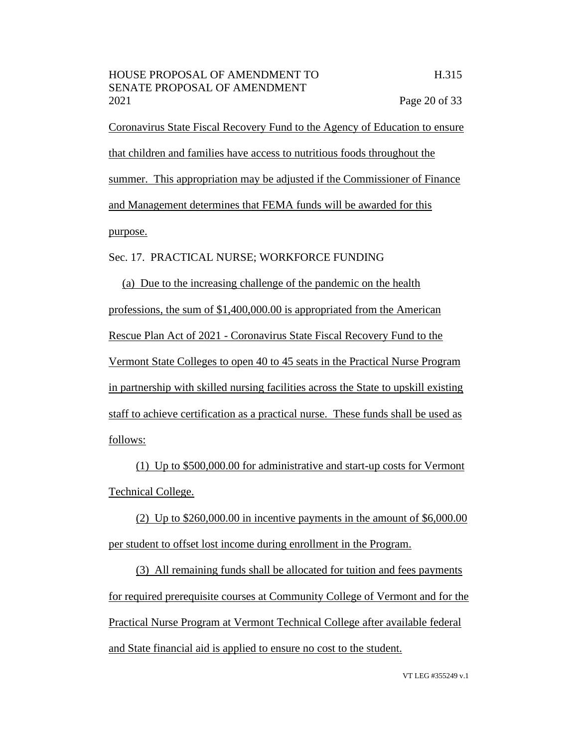Coronavirus State Fiscal Recovery Fund to the Agency of Education to ensure that children and families have access to nutritious foods throughout the summer. This appropriation may be adjusted if the Commissioner of Finance and Management determines that FEMA funds will be awarded for this purpose.

Sec. 17. PRACTICAL NURSE; WORKFORCE FUNDING

(a) Due to the increasing challenge of the pandemic on the health professions, the sum of $1,400,000.00 is appropriated from the American Rescue Plan Act of 2021 - Coronavirus State Fiscal Recovery Fund to the Vermont State Colleges to open 40 to 45 seats in the Practical Nurse Program in partnership with skilled nursing facilities across the State to upskill existing staff to achieve certification as a practical nurse. These funds shall be used as follows:

(1) Up to $500,000.00 for administrative and start-up costs for Vermont Technical College.

(2) Up to $260,000.00 in incentive payments in the amount of $6,000.00 per student to offset lost income during enrollment in the Program.

(3) All remaining funds shall be allocated for tuition and fees payments for required prerequisite courses at Community College of Vermont and for the Practical Nurse Program at Vermont Technical College after available federal and State financial aid is applied to ensure no cost to the student.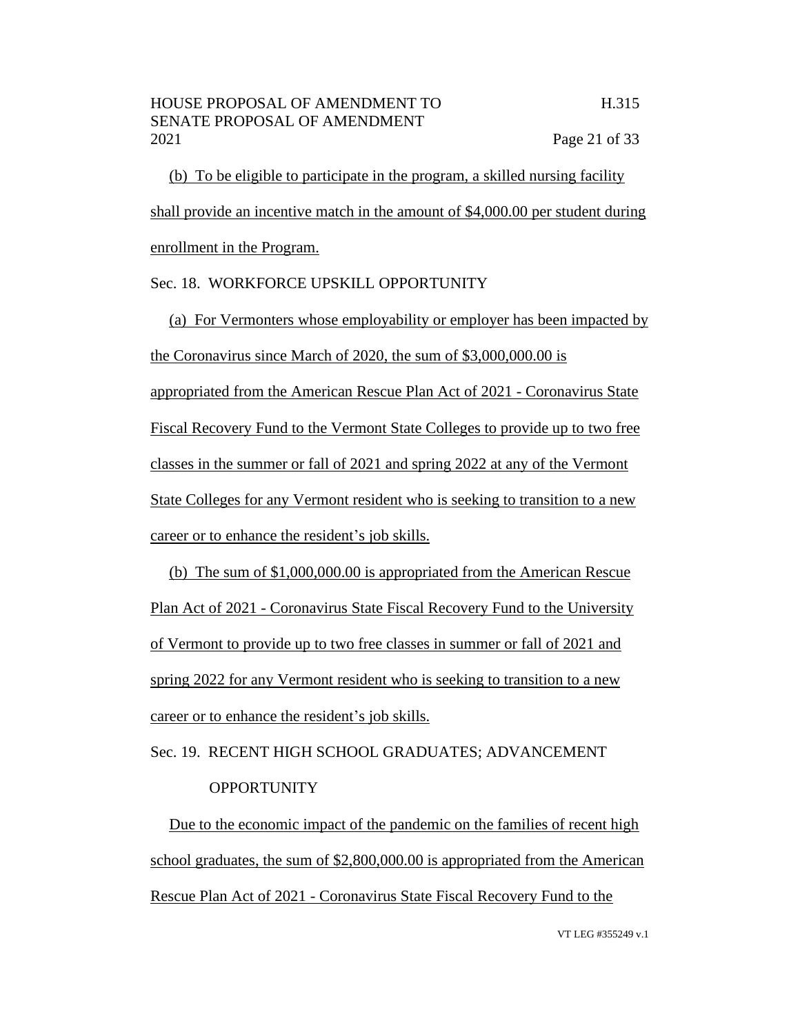(b) To be eligible to participate in the program, a skilled nursing facility shall provide an incentive match in the amount of $4,000.00 per student during enrollment in the Program.

Sec. 18. WORKFORCE UPSKILL OPPORTUNITY

(a) For Vermonters whose employability or employer has been impacted by the Coronavirus since March of 2020, the sum of $3,000,000.00 is appropriated from the American Rescue Plan Act of 2021 - Coronavirus State Fiscal Recovery Fund to the Vermont State Colleges to provide up to two free classes in the summer or fall of 2021 and spring 2022 at any of the Vermont State Colleges for any Vermont resident who is seeking to transition to a new career or to enhance the resident's job skills.

(b) The sum of $1,000,000.00 is appropriated from the American Rescue Plan Act of 2021 - Coronavirus State Fiscal Recovery Fund to the University of Vermont to provide up to two free classes in summer or fall of 2021 and spring 2022 for any Vermont resident who is seeking to transition to a new career or to enhance the resident's job skills.

Sec. 19. RECENT HIGH SCHOOL GRADUATES; ADVANCEMENT OPPORTUNITY

Due to the economic impact of the pandemic on the families of recent high school graduates, the sum of $2,800,000.00 is appropriated from the American Rescue Plan Act of 2021 - Coronavirus State Fiscal Recovery Fund to the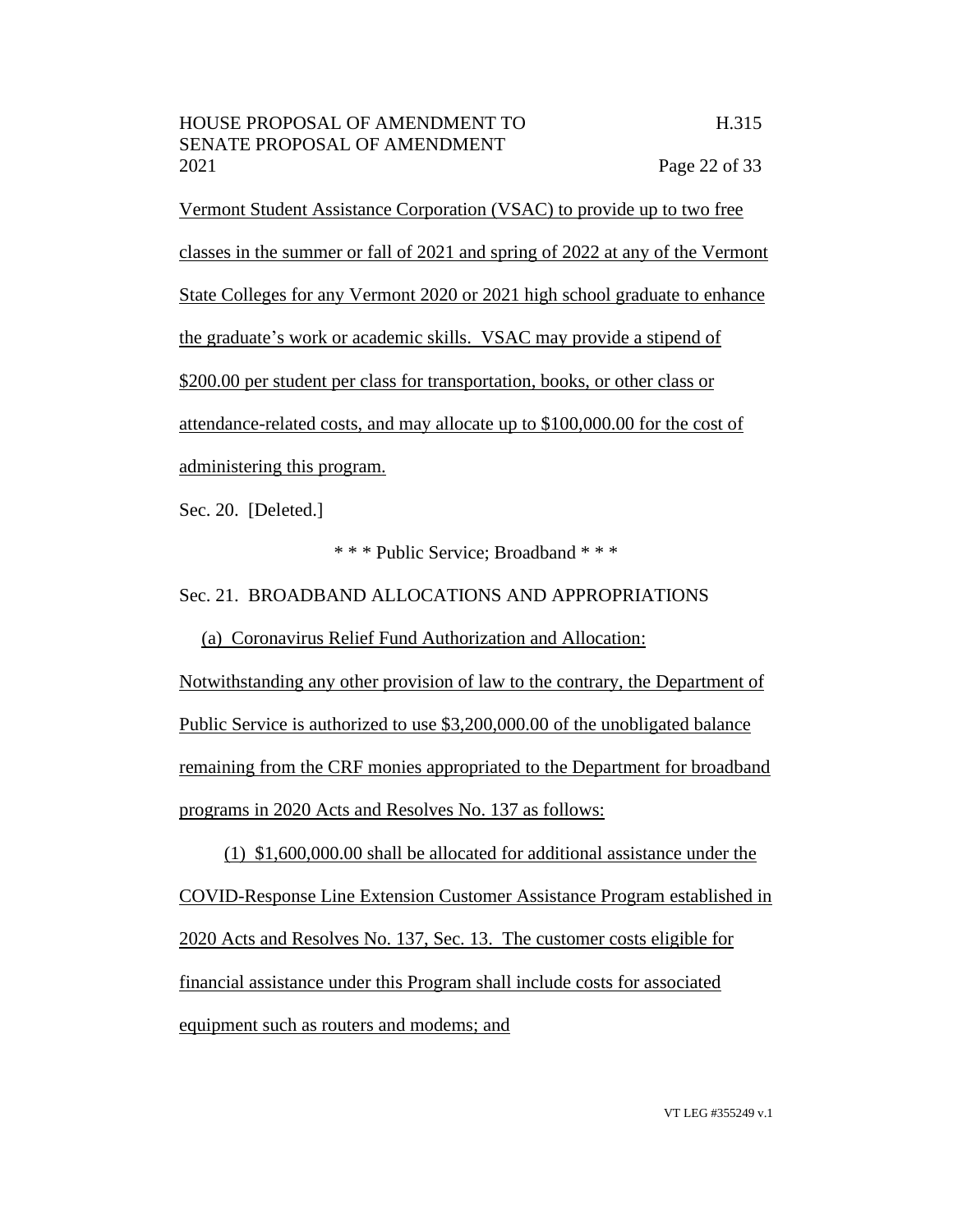Vermont Student Assistance Corporation (VSAC) to provide up to two free classes in the summer or fall of 2021 and spring of 2022 at any of the Vermont State Colleges for any Vermont 2020 or 2021 high school graduate to enhance the graduate's work or academic skills. VSAC may provide a stipend of $200.00 per student per class for transportation, books, or other class or attendance-related costs, and may allocate up to $100,000.00 for the cost of administering this program.

Sec. 20. [Deleted.]

\* \* \* Public Service; Broadband \* \* \*

Sec. 21. BROADBAND ALLOCATIONS AND APPROPRIATIONS

(a) Coronavirus Relief Fund Authorization and Allocation: Notwithstanding any other provision of law to the contrary, the Department of Public Service is authorized to use $3,200,000.00 of the unobligated balance remaining from the CRF monies appropriated to the Department for broadband programs in 2020 Acts and Resolves No. 137 as follows:

(1) $1,600,000.00 shall be allocated for additional assistance under the COVID-Response Line Extension Customer Assistance Program established in 2020 Acts and Resolves No. 137, Sec. 13. The customer costs eligible for financial assistance under this Program shall include costs for associated equipment such as routers and modems; and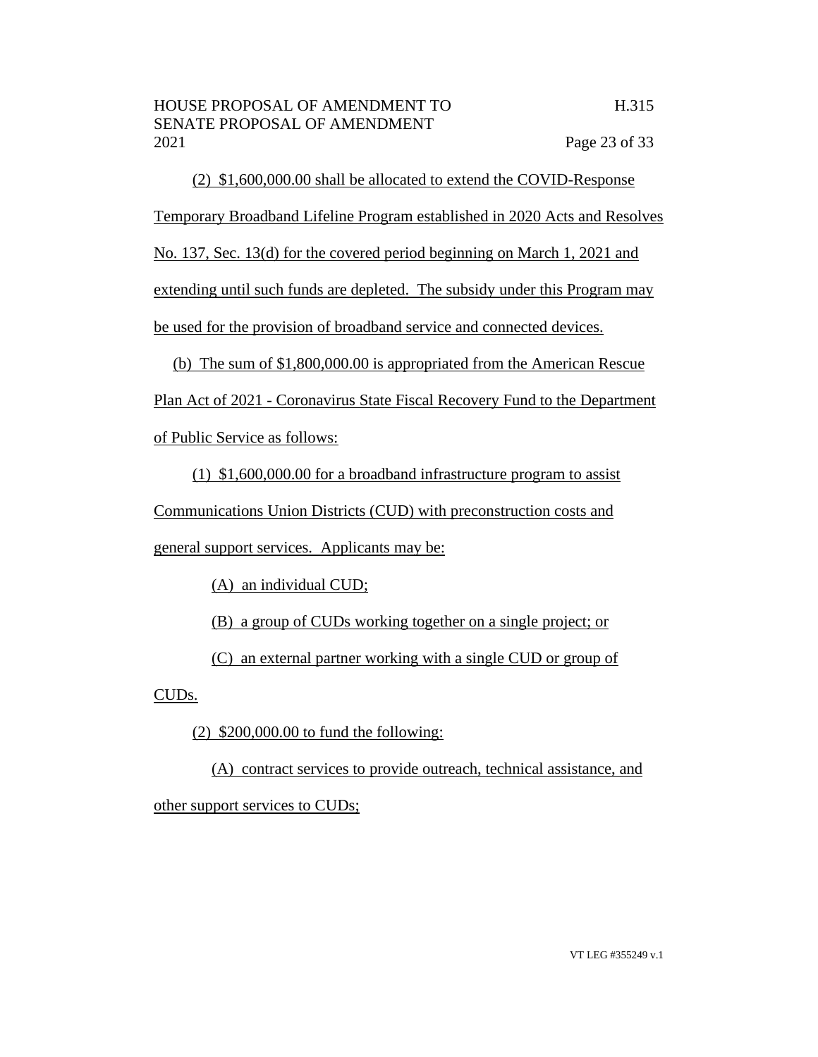(2) $1,600,000.00 shall be allocated to extend the COVID-Response Temporary Broadband Lifeline Program established in 2020 Acts and Resolves No. 137, Sec. 13(d) for the covered period beginning on March 1, 2021 and extending until such funds are depleted. The subsidy under this Program may be used for the provision of broadband service and connected devices.

(b) The sum of $1,800,000.00 is appropriated from the American Rescue Plan Act of 2021 - Coronavirus State Fiscal Recovery Fund to the Department of Public Service as follows:

(1) $1,600,000.00 for a broadband infrastructure program to assist Communications Union Districts (CUD) with preconstruction costs and general support services. Applicants may be:

(A) an individual CUD;

(B) a group of CUDs working together on a single project; or

(C) an external partner working with a single CUD or group of CUDs.

(2) $200,000.00 to fund the following:

(A) contract services to provide outreach, technical assistance, and other support services to CUDs;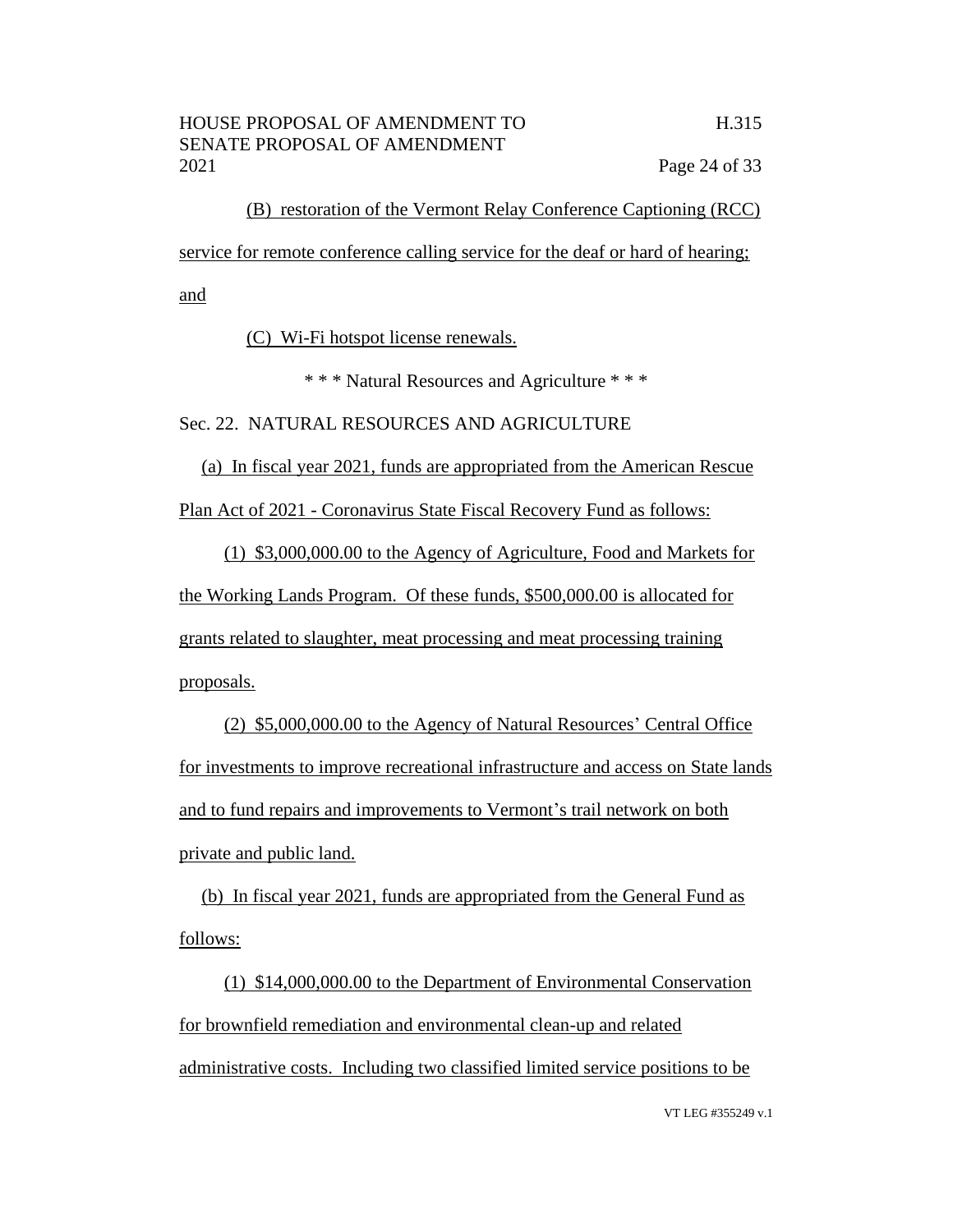(B) restoration of the Vermont Relay Conference Captioning (RCC) service for remote conference calling service for the deaf or hard of hearing; and

(C) Wi-Fi hotspot license renewals.

\* \* \* Natural Resources and Agriculture \* \* \*

Sec. 22. NATURAL RESOURCES AND AGRICULTURE

(a) In fiscal year 2021, funds are appropriated from the American Rescue Plan Act of 2021 - Coronavirus State Fiscal Recovery Fund as follows:

(1) $3,000,000.00 to the Agency of Agriculture, Food and Markets for the Working Lands Program. Of these funds, $500,000.00 is allocated for grants related to slaughter, meat processing and meat processing training proposals.

(2) $5,000,000.00 to the Agency of Natural Resources' Central Office for investments to improve recreational infrastructure and access on State lands and to fund repairs and improvements to Vermont's trail network on both private and public land.

(b) In fiscal year 2021, funds are appropriated from the General Fund as follows:

(1) $14,000,000.00 to the Department of Environmental Conservation for brownfield remediation and environmental clean-up and related administrative costs. Including two classified limited service positions to be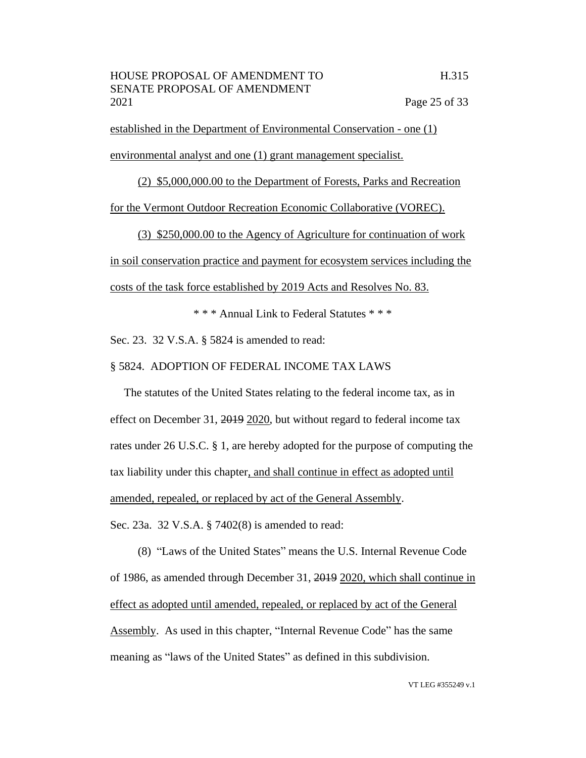established in the Department of Environmental Conservation - one (1) environmental analyst and one (1) grant management specialist.

(2) $5,000,000.00 to the Department of Forests, Parks and Recreation for the Vermont Outdoor Recreation Economic Collaborative (VOREC).

(3) $250,000.00 to the Agency of Agriculture for continuation of work in soil conservation practice and payment for ecosystem services including the costs of the task force established by 2019 Acts and Resolves No. 83.

\* \* \* Annual Link to Federal Statutes \* \* \*

Sec. 23. 32 V.S.A. § 5824 is amended to read:

§ 5824. ADOPTION OF FEDERAL INCOME TAX LAWS

The statutes of the United States relating to the federal income tax, as in effect on December 31, ~~2019~~ 2020, but without regard to federal income tax rates under 26 U.S.C. § 1, are hereby adopted for the purpose of computing the tax liability under this chapter, and shall continue in effect as adopted until amended, repealed, or replaced by act of the General Assembly.

Sec. 23a. 32 V.S.A. § 7402(8) is amended to read:

(8) "Laws of the United States" means the U.S. Internal Revenue Code of 1986, as amended through December 31, ~~2019~~ 2020, which shall continue in effect as adopted until amended, repealed, or replaced by act of the General Assembly. As used in this chapter, "Internal Revenue Code" has the same meaning as "laws of the United States" as defined in this subdivision.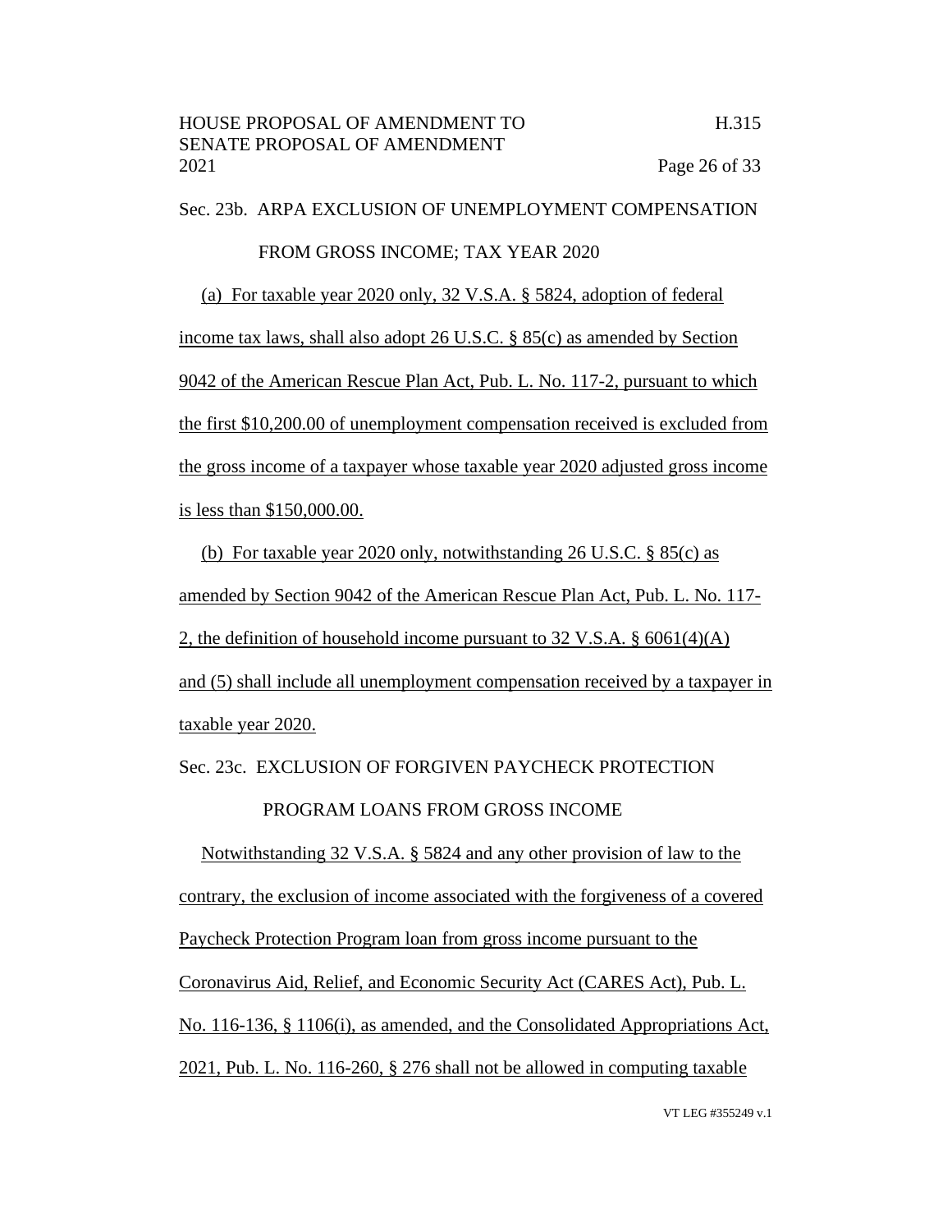Sec. 23b. ARPA EXCLUSION OF UNEMPLOYMENT COMPENSATION FROM GROSS INCOME; TAX YEAR 2020

(a) For taxable year 2020 only, 32 V.S.A. § 5824, adoption of federal income tax laws, shall also adopt 26 U.S.C. § 85(c) as amended by Section 9042 of the American Rescue Plan Act, Pub. L. No. 117-2, pursuant to which the first $10,200.00 of unemployment compensation received is excluded from the gross income of a taxpayer whose taxable year 2020 adjusted gross income is less than $150,000.00.

(b) For taxable year 2020 only, notwithstanding 26 U.S.C. § 85(c) as amended by Section 9042 of the American Rescue Plan Act, Pub. L. No. 117-2, the definition of household income pursuant to 32 V.S.A. § 6061(4)(A) and (5) shall include all unemployment compensation received by a taxpayer in taxable year 2020.

Sec. 23c. EXCLUSION OF FORGIVEN PAYCHECK PROTECTION PROGRAM LOANS FROM GROSS INCOME

Notwithstanding 32 V.S.A. § 5824 and any other provision of law to the contrary, the exclusion of income associated with the forgiveness of a covered Paycheck Protection Program loan from gross income pursuant to the Coronavirus Aid, Relief, and Economic Security Act (CARES Act), Pub. L. No. 116-136, § 1106(i), as amended, and the Consolidated Appropriations Act, 2021, Pub. L. No. 116-260, § 276 shall not be allowed in computing taxable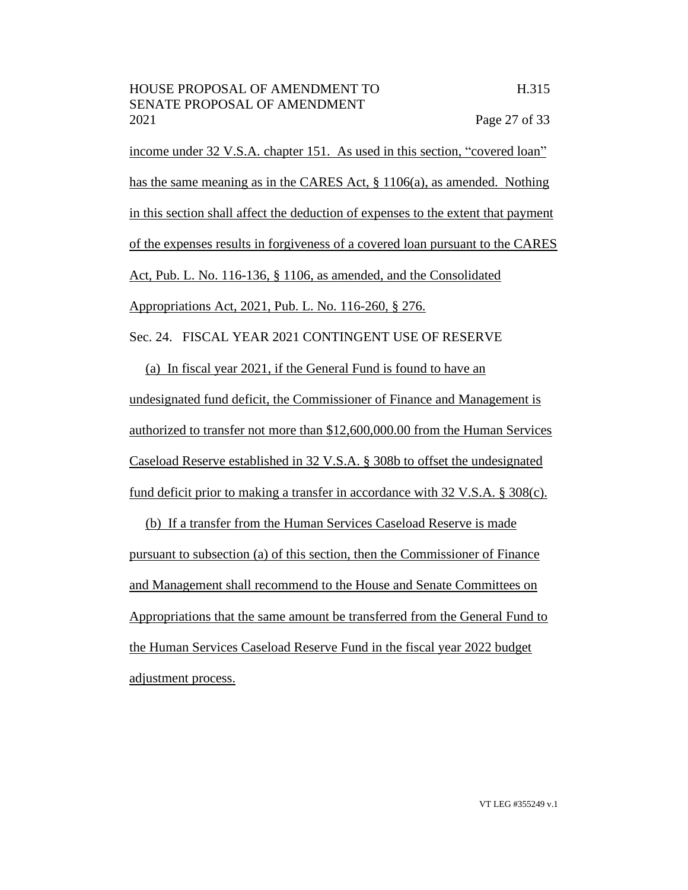income under 32 V.S.A. chapter 151. As used in this section, "covered loan" has the same meaning as in the CARES Act, § 1106(a), as amended. Nothing in this section shall affect the deduction of expenses to the extent that payment of the expenses results in forgiveness of a covered loan pursuant to the CARES Act, Pub. L. No. 116-136, § 1106, as amended, and the Consolidated Appropriations Act, 2021, Pub. L. No. 116-260, § 276.

Sec. 24. FISCAL YEAR 2021 CONTINGENT USE OF RESERVE

(a) In fiscal year 2021, if the General Fund is found to have an undesignated fund deficit, the Commissioner of Finance and Management is authorized to transfer not more than $12,600,000.00 from the Human Services Caseload Reserve established in 32 V.S.A. § 308b to offset the undesignated fund deficit prior to making a transfer in accordance with 32 V.S.A. § 308(c).

(b) If a transfer from the Human Services Caseload Reserve is made pursuant to subsection (a) of this section, then the Commissioner of Finance and Management shall recommend to the House and Senate Committees on Appropriations that the same amount be transferred from the General Fund to the Human Services Caseload Reserve Fund in the fiscal year 2022 budget adjustment process.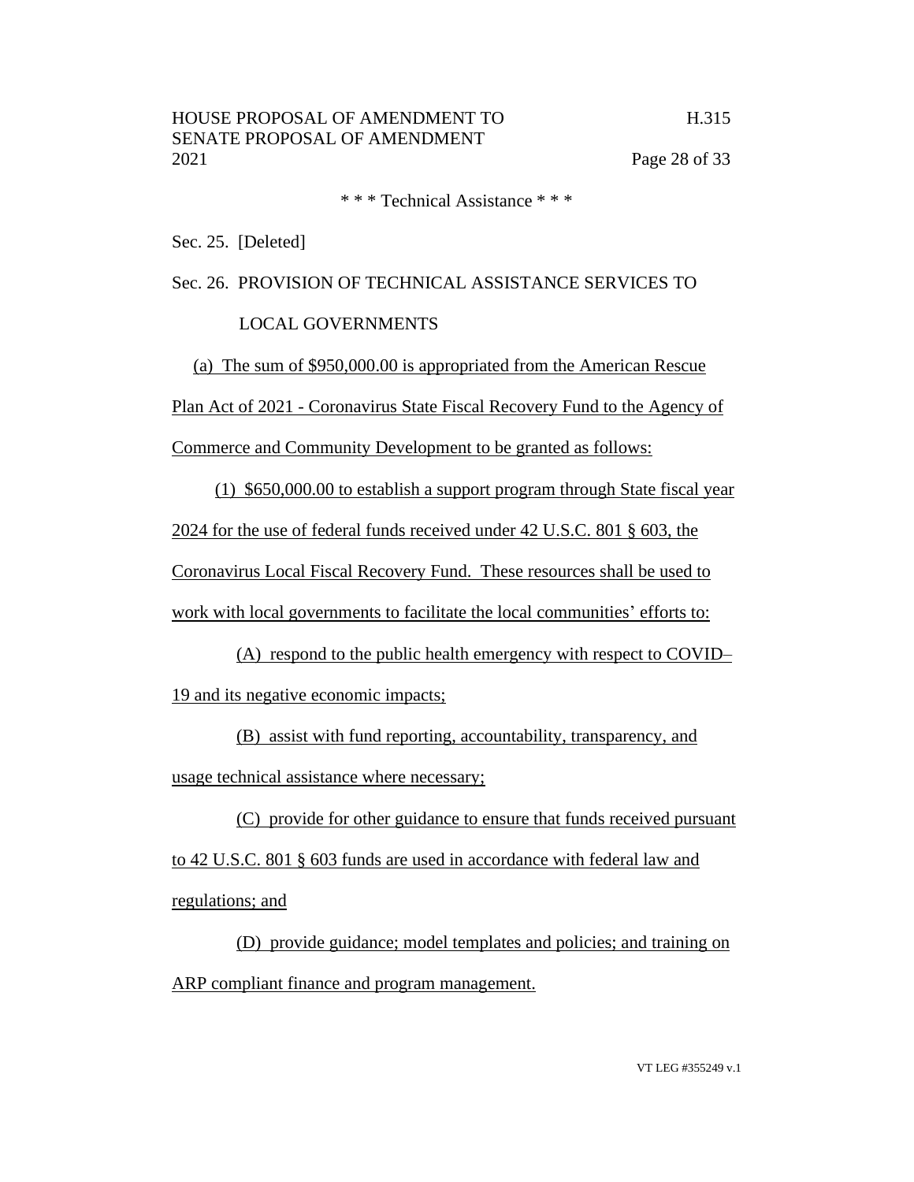\* \* \* Technical Assistance \* \* \*

Sec. 25. [Deleted]

Sec. 26. PROVISION OF TECHNICAL ASSISTANCE SERVICES TO LOCAL GOVERNMENTS

(a) The sum of $950,000.00 is appropriated from the American Rescue Plan Act of 2021 - Coronavirus State Fiscal Recovery Fund to the Agency of Commerce and Community Development to be granted as follows:

(1) $650,000.00 to establish a support program through State fiscal year 2024 for the use of federal funds received under 42 U.S.C. 801 § 603, the Coronavirus Local Fiscal Recovery Fund. These resources shall be used to work with local governments to facilitate the local communities' efforts to:

(A) respond to the public health emergency with respect to COVID–19 and its negative economic impacts;

(B) assist with fund reporting, accountability, transparency, and usage technical assistance where necessary;

(C) provide for other guidance to ensure that funds received pursuant to 42 U.S.C. 801 § 603 funds are used in accordance with federal law and regulations; and

(D) provide guidance; model templates and policies; and training on ARP compliant finance and program management.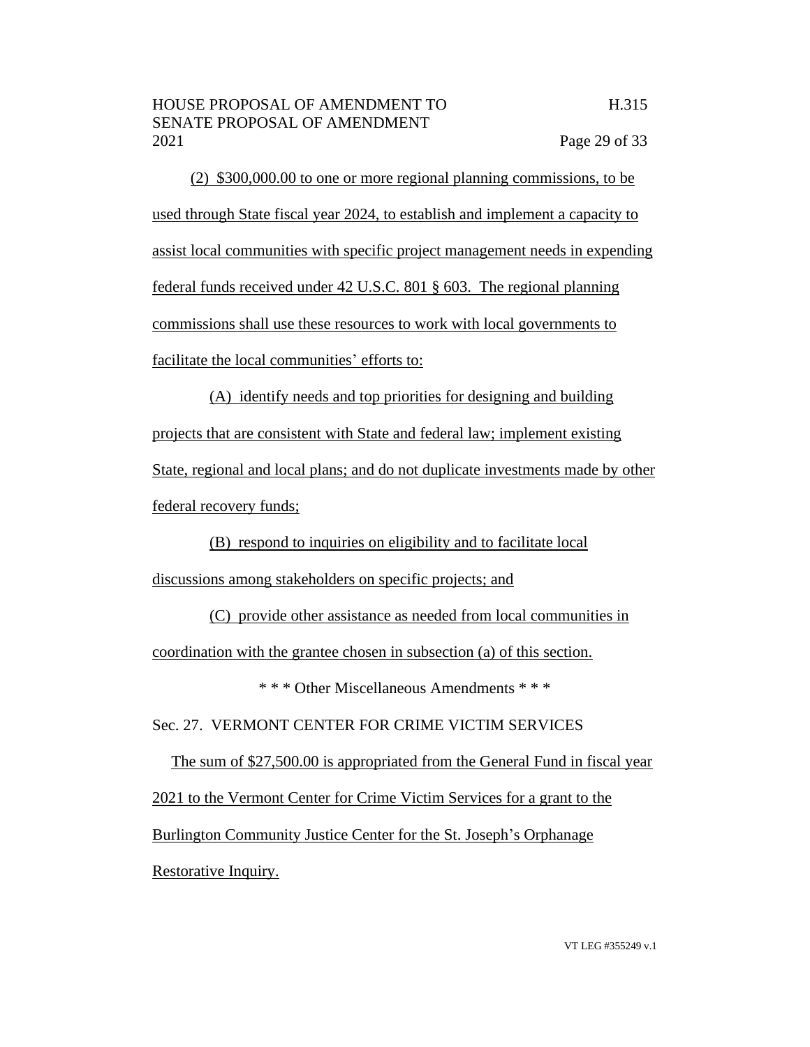(2) $300,000.00 to one or more regional planning commissions, to be used through State fiscal year 2024, to establish and implement a capacity to assist local communities with specific project management needs in expending federal funds received under 42 U.S.C. 801 § 603. The regional planning commissions shall use these resources to work with local governments to facilitate the local communities' efforts to:

(A) identify needs and top priorities for designing and building projects that are consistent with State and federal law; implement existing State, regional and local plans; and do not duplicate investments made by other federal recovery funds;

(B) respond to inquiries on eligibility and to facilitate local discussions among stakeholders on specific projects; and

(C) provide other assistance as needed from local communities in coordination with the grantee chosen in subsection (a) of this section.

\* \* \* Other Miscellaneous Amendments \* \* \*

Sec. 27. VERMONT CENTER FOR CRIME VICTIM SERVICES

The sum of $27,500.00 is appropriated from the General Fund in fiscal year 2021 to the Vermont Center for Crime Victim Services for a grant to the Burlington Community Justice Center for the St. Joseph's Orphanage Restorative Inquiry.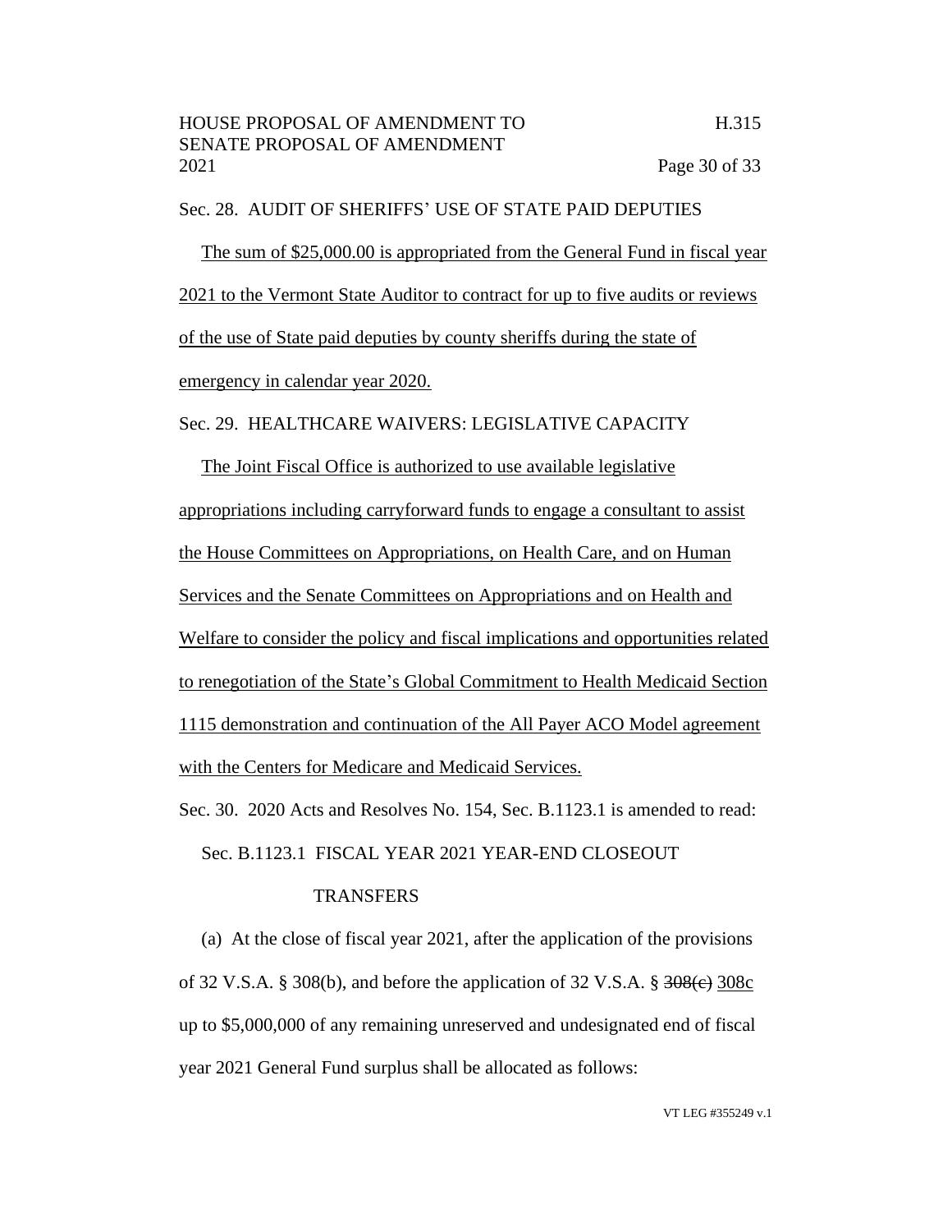Sec. 28. AUDIT OF SHERIFFS' USE OF STATE PAID DEPUTIES

<u>The sum of $25,000.00 is appropriated from the General Fund in fiscal year 2021 to the Vermont State Auditor to contract for up to five audits or reviews of the use of State paid deputies by county sheriffs during the state of emergency in calendar year 2020.</u>

Sec. 29. HEALTHCARE WAIVERS: LEGISLATIVE CAPACITY

<u>The Joint Fiscal Office is authorized to use available legislative appropriations including carryforward funds to engage a consultant to assist the House Committees on Appropriations, on Health Care, and on Human Services and the Senate Committees on Appropriations and on Health and Welfare to consider the policy and fiscal implications and opportunities related to renegotiation of the State's Global Commitment to Health Medicaid Section 1115 demonstration and continuation of the All Payer ACO Model agreement with the Centers for Medicare and Medicaid Services.</u>

Sec. 30. 2020 Acts and Resolves No. 154, Sec. B.1123.1 is amended to read:

Sec. B.1123.1 FISCAL YEAR 2021 YEAR-END CLOSEOUT TRANSFERS

(a) At the close of fiscal year 2021, after the application of the provisions of 32 V.S.A. § 308(b), and before the application of 32 V.S.A. § ~~308(c)~~ <u>308c</u> up to $5,000,000 of any remaining unreserved and undesignated end of fiscal year 2021 General Fund surplus shall be allocated as follows: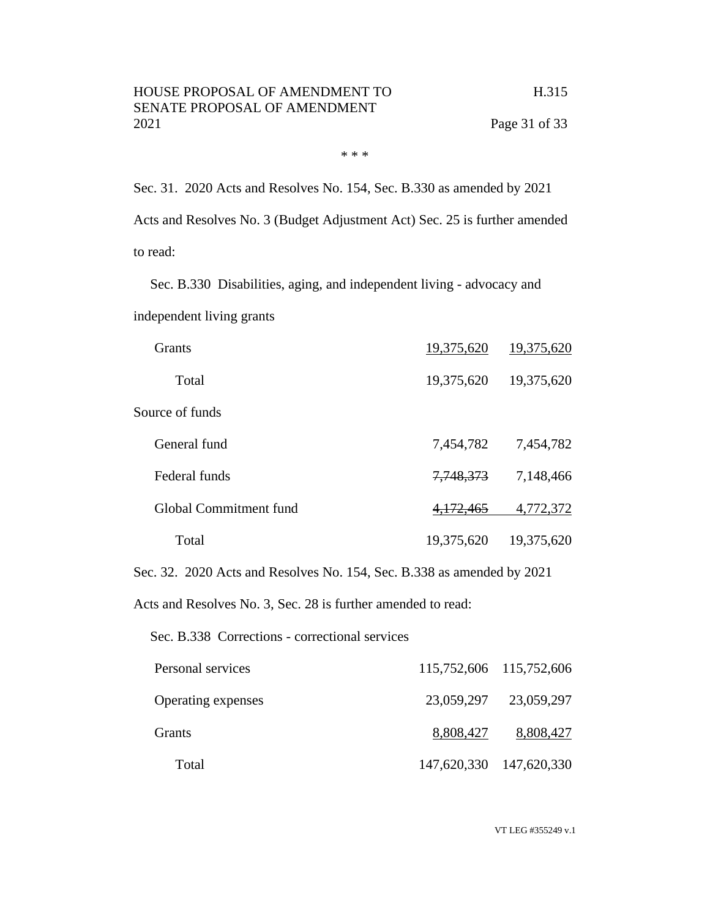\* \* \*

Sec. 31. 2020 Acts and Resolves No. 154, Sec. B.330 as amended by 2021 Acts and Resolves No. 3 (Budget Adjustment Act) Sec. 25 is further amended to read:

Sec. B.330 Disabilities, aging, and independent living - advocacy and independent living grants

| | | |
|---|---|---|
| Grants | 19,375,620 | 19,375,620 |
| Total | 19,375,620 | 19,375,620 |
| Source of funds | | |
| General fund | 7,454,782 | 7,454,782 |
| Federal funds | ~~7,748,373~~ | 7,148,466 |
| Global Commitment fund | ~~4,172,465~~ | 4,772,372 |
| Total | 19,375,620 | 19,375,620 |

Sec. 32. 2020 Acts and Resolves No. 154, Sec. B.338 as amended by 2021 Acts and Resolves No. 3, Sec. 28 is further amended to read:

Sec. B.338 Corrections - correctional services

| | | |
|---|---|---|
| Personal services | 115,752,606 | 115,752,606 |
| Operating expenses | 23,059,297 | 23,059,297 |
| Grants | 8,808,427 | 8,808,427 |
| Total | 147,620,330 | 147,620,330 |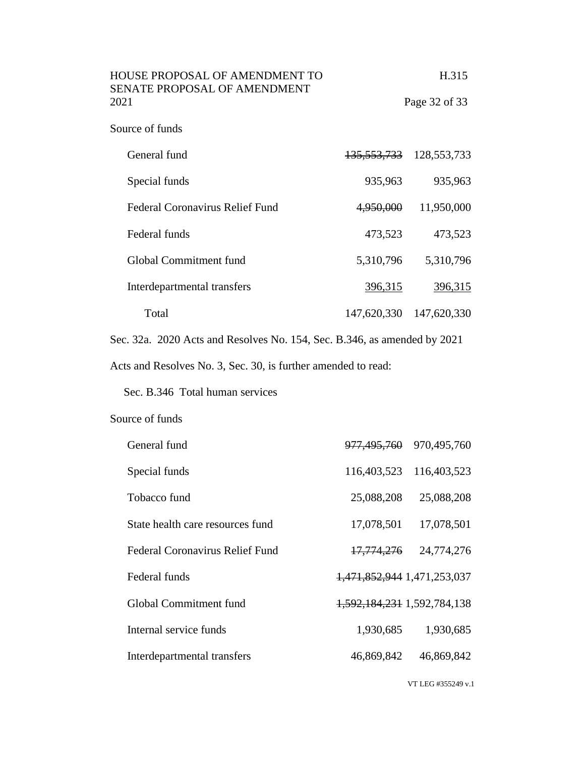Source of funds

| | | |
|---|---|---|
| General fund | ~~135,553,733~~ | 128,553,733 |
| Special funds | 935,963 | 935,963 |
| Federal Coronavirus Relief Fund | ~~4,950,000~~ | 11,950,000 |
| Federal funds | 473,523 | 473,523 |
| Global Commitment fund | 5,310,796 | 5,310,796 |
| Interdepartmental transfers | 396,315 | 396,315 |
| Total | 147,620,330 | 147,620,330 |

Sec. 32a. 2020 Acts and Resolves No. 154, Sec. B.346, as amended by 2021 Acts and Resolves No. 3, Sec. 30, is further amended to read:

Sec. B.346 Total human services

Source of funds

| | | |
|---|---|---|
| General fund | ~~977,495,760~~ | 970,495,760 |
| Special funds | 116,403,523 | 116,403,523 |
| Tobacco fund | 25,088,208 | 25,088,208 |
| State health care resources fund | 17,078,501 | 17,078,501 |
| Federal Coronavirus Relief Fund | ~~17,774,276~~ | 24,774,276 |
| Federal funds | ~~1,471,852,944~~ | 1,471,253,037 |
| Global Commitment fund | ~~1,592,184,231~~ | 1,592,784,138 |
| Internal service funds | 1,930,685 | 1,930,685 |
| Interdepartmental transfers | 46,869,842 | 46,869,842 |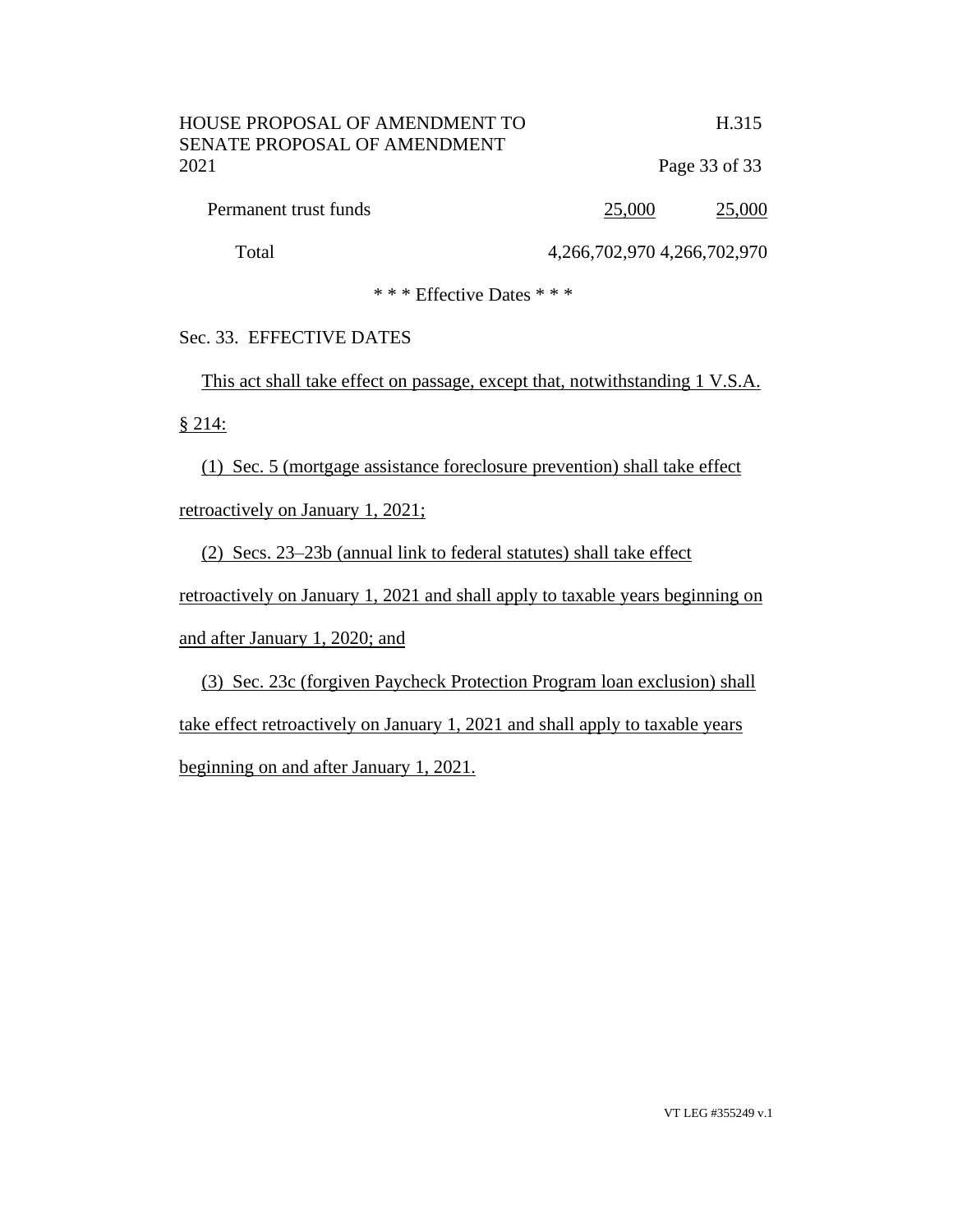| | | |
|---|---|---|
| Permanent trust funds | 25,000 | 25,000 |
| Total | 4,266,702,970 | 4,266,702,970 |

\* \* \* Effective Dates \* \* \*

Sec. 33. EFFECTIVE DATES

This act shall take effect on passage, except that, notwithstanding 1 V.S.A. § 214:

(1) Sec. 5 (mortgage assistance foreclosure prevention) shall take effect retroactively on January 1, 2021;

(2) Secs. 23–23b (annual link to federal statutes) shall take effect retroactively on January 1, 2021 and shall apply to taxable years beginning on and after January 1, 2020; and

(3) Sec. 23c (forgiven Paycheck Protection Program loan exclusion) shall take effect retroactively on January 1, 2021 and shall apply to taxable years beginning on and after January 1, 2021.